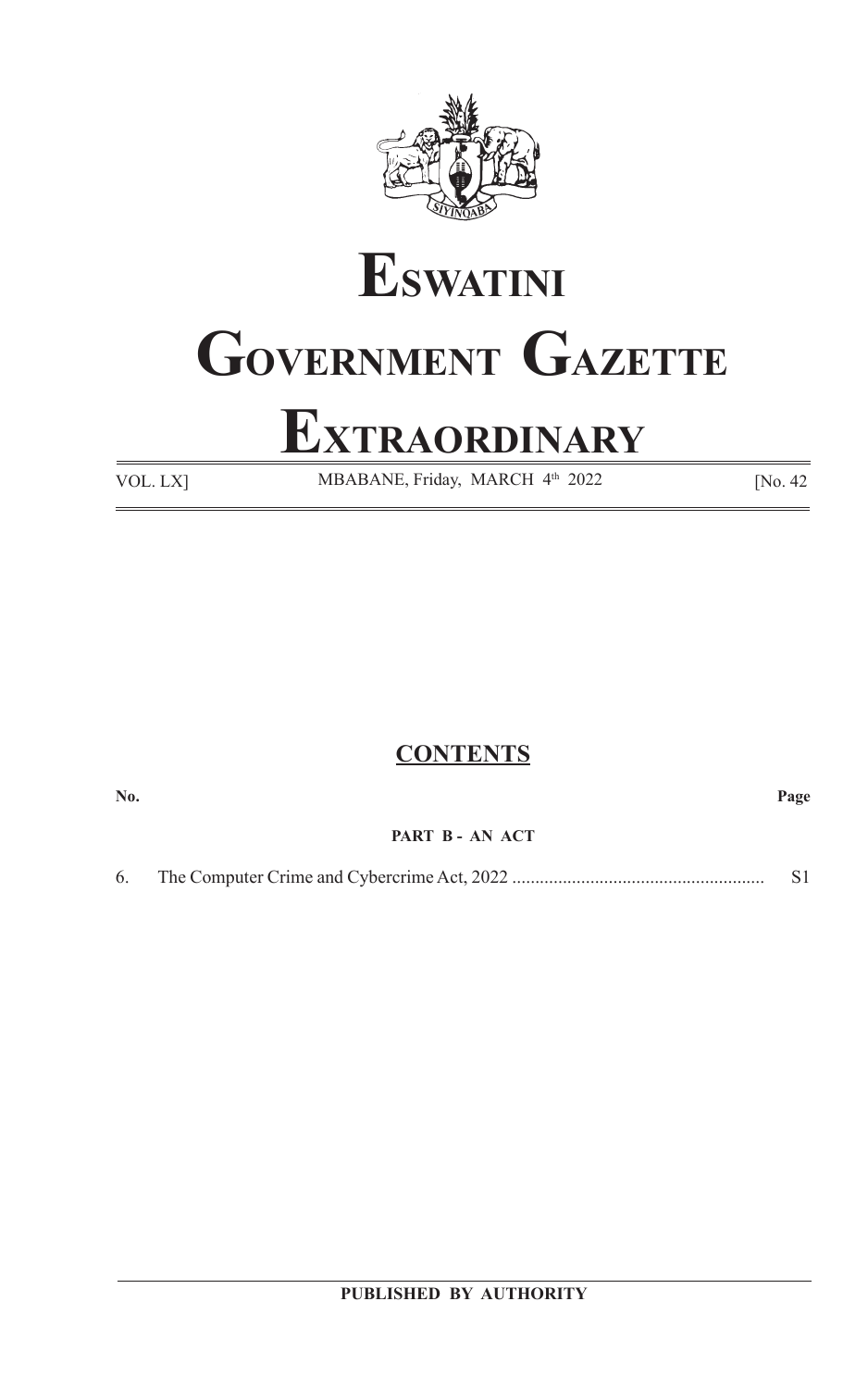# Eswatini

# Government Gazette

# Extraordinary

VOL. LX] MBABANE, Friday, MARCH 4th 2022 [No. 42

## CONTENTS

| No. | | Page |
|---|---|---|
| | **PART B - AN ACT** | |
| 6. | The Computer Crime and Cybercrime Act, 2022 ...................................................... | S1 |

**PUBLISHED BY AUTHORITY**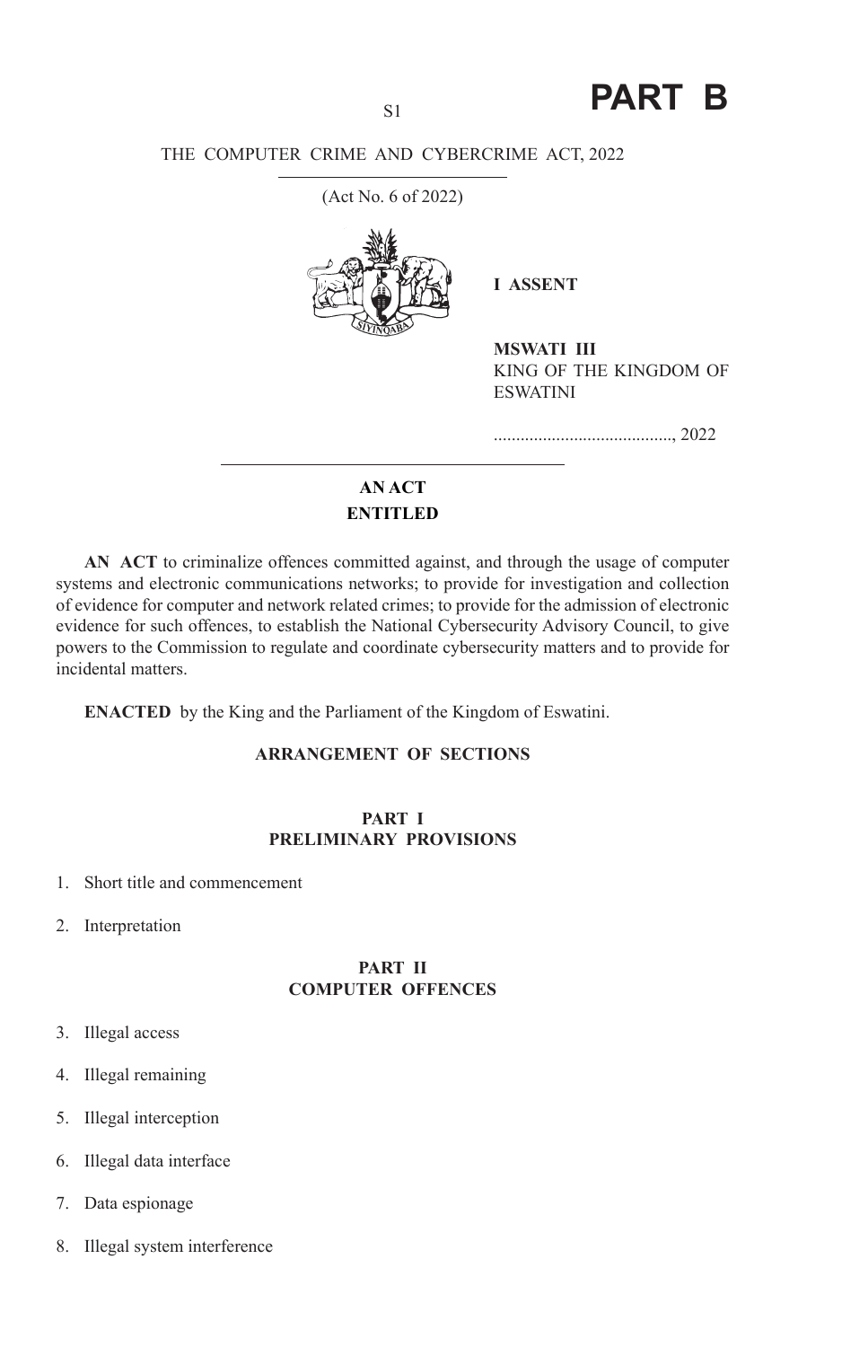# PART B

THE COMPUTER CRIME AND CYBERCRIME ACT, 2022

(Act No. 6 of 2022)

**I ASSENT**

**MSWATI III**
KING OF THE KINGDOM OF ESWATINI

........................................, 2022

## AN ACT
## ENTITLED

**AN ACT** to criminalize offences committed against, and through the usage of computer systems and electronic communications networks; to provide for investigation and collection of evidence for computer and network related crimes; to provide for the admission of electronic evidence for such offences, to establish the National Cybersecurity Advisory Council, to give powers to the Commission to regulate and coordinate cybersecurity matters and to provide for incidental matters.

**ENACTED** by the King and the Parliament of the Kingdom of Eswatini.

### ARRANGEMENT OF SECTIONS

#### PART I
#### PRELIMINARY PROVISIONS

1. Short title and commencement
2. Interpretation

#### PART II
#### COMPUTER OFFENCES

3. Illegal access
4. Illegal remaining
5. Illegal interception
6. Illegal data interface
7. Data espionage
8. Illegal system interference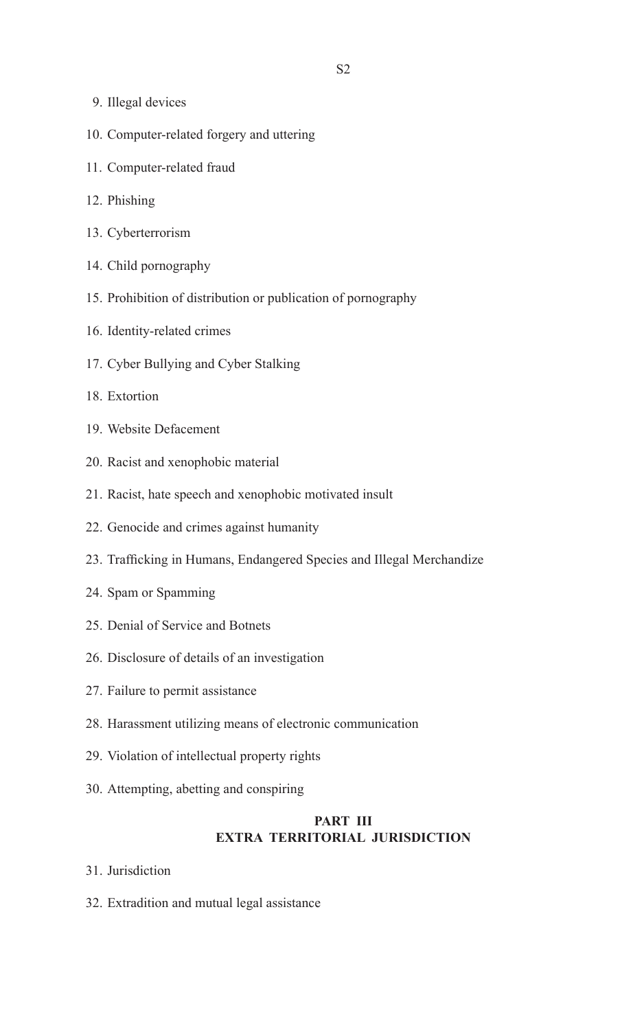9. Illegal devices

10. Computer-related forgery and uttering

11. Computer-related fraud

12. Phishing

13. Cyberterrorism

14. Child pornography

15. Prohibition of distribution or publication of pornography

16. Identity-related crimes

17. Cyber Bullying and Cyber Stalking

18. Extortion

19. Website Defacement

20. Racist and xenophobic material

21. Racist, hate speech and xenophobic motivated insult

22. Genocide and crimes against humanity

23. Trafficking in Humans, Endangered Species and Illegal Merchandize

24. Spam or Spamming

25. Denial of Service and Botnets

26. Disclosure of details of an investigation

27. Failure to permit assistance

28. Harassment utilizing means of electronic communication

29. Violation of intellectual property rights

30. Attempting, abetting and conspiring

## PART III
## EXTRA TERRITORIAL JURISDICTION

31. Jurisdiction

32. Extradition and mutual legal assistance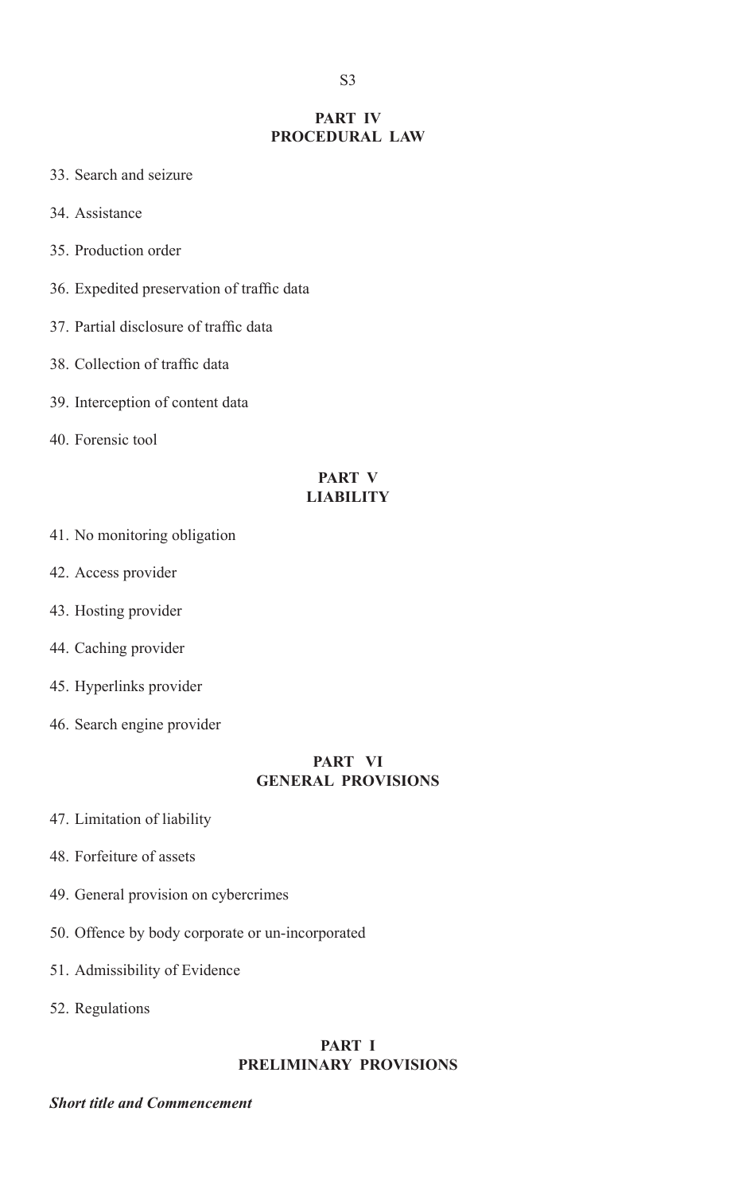## PART IV
## PROCEDURAL LAW

33. Search and seizure

34. Assistance

35. Production order

36. Expedited preservation of traffic data

37. Partial disclosure of traffic data

38. Collection of traffic data

39. Interception of content data

40. Forensic tool

## PART V
## LIABILITY

41. No monitoring obligation

42. Access provider

43. Hosting provider

44. Caching provider

45. Hyperlinks provider

46. Search engine provider

## PART VI
## GENERAL PROVISIONS

47. Limitation of liability

48. Forfeiture of assets

49. General provision on cybercrimes

50. Offence by body corporate or un-incorporated

51. Admissibility of Evidence

52. Regulations

## PART I
## PRELIMINARY PROVISIONS

***Short title and Commencement***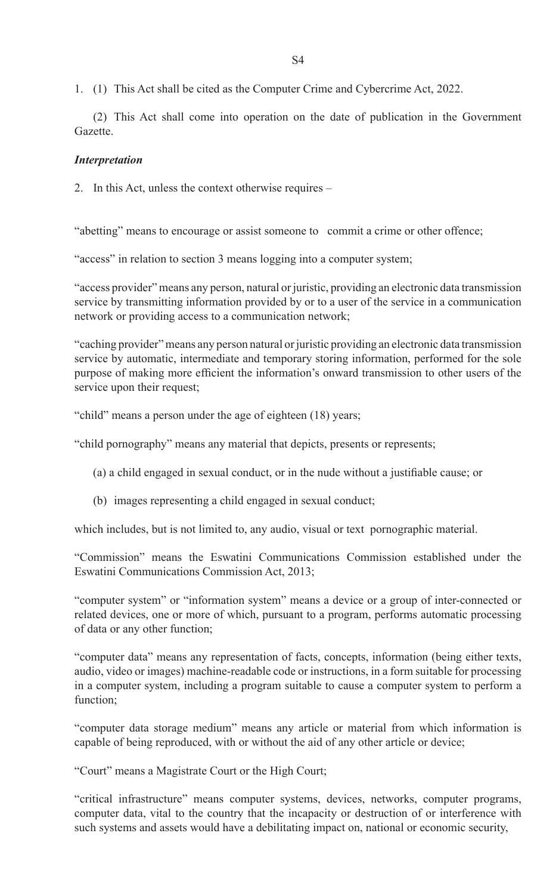1. (1) This Act shall be cited as the Computer Crime and Cybercrime Act, 2022.

(2) This Act shall come into operation on the date of publication in the Government Gazette.

***Interpretation***

2. In this Act, unless the context otherwise requires –

"abetting" means to encourage or assist someone to commit a crime or other offence;

"access" in relation to section 3 means logging into a computer system;

"access provider" means any person, natural or juristic, providing an electronic data transmission service by transmitting information provided by or to a user of the service in a communication network or providing access to a communication network;

"caching provider" means any person natural or juristic providing an electronic data transmission service by automatic, intermediate and temporary storing information, performed for the sole purpose of making more efficient the information's onward transmission to other users of the service upon their request;

"child" means a person under the age of eighteen (18) years;

"child pornography" means any material that depicts, presents or represents;

(a) a child engaged in sexual conduct, or in the nude without a justifiable cause; or

(b) images representing a child engaged in sexual conduct;

which includes, but is not limited to, any audio, visual or text pornographic material.

"Commission" means the Eswatini Communications Commission established under the Eswatini Communications Commission Act, 2013;

"computer system" or "information system" means a device or a group of inter-connected or related devices, one or more of which, pursuant to a program, performs automatic processing of data or any other function;

"computer data" means any representation of facts, concepts, information (being either texts, audio, video or images) machine-readable code or instructions, in a form suitable for processing in a computer system, including a program suitable to cause a computer system to perform a function;

"computer data storage medium" means any article or material from which information is capable of being reproduced, with or without the aid of any other article or device;

"Court" means a Magistrate Court or the High Court;

"critical infrastructure" means computer systems, devices, networks, computer programs, computer data, vital to the country that the incapacity or destruction of or interference with such systems and assets would have a debilitating impact on, national or economic security,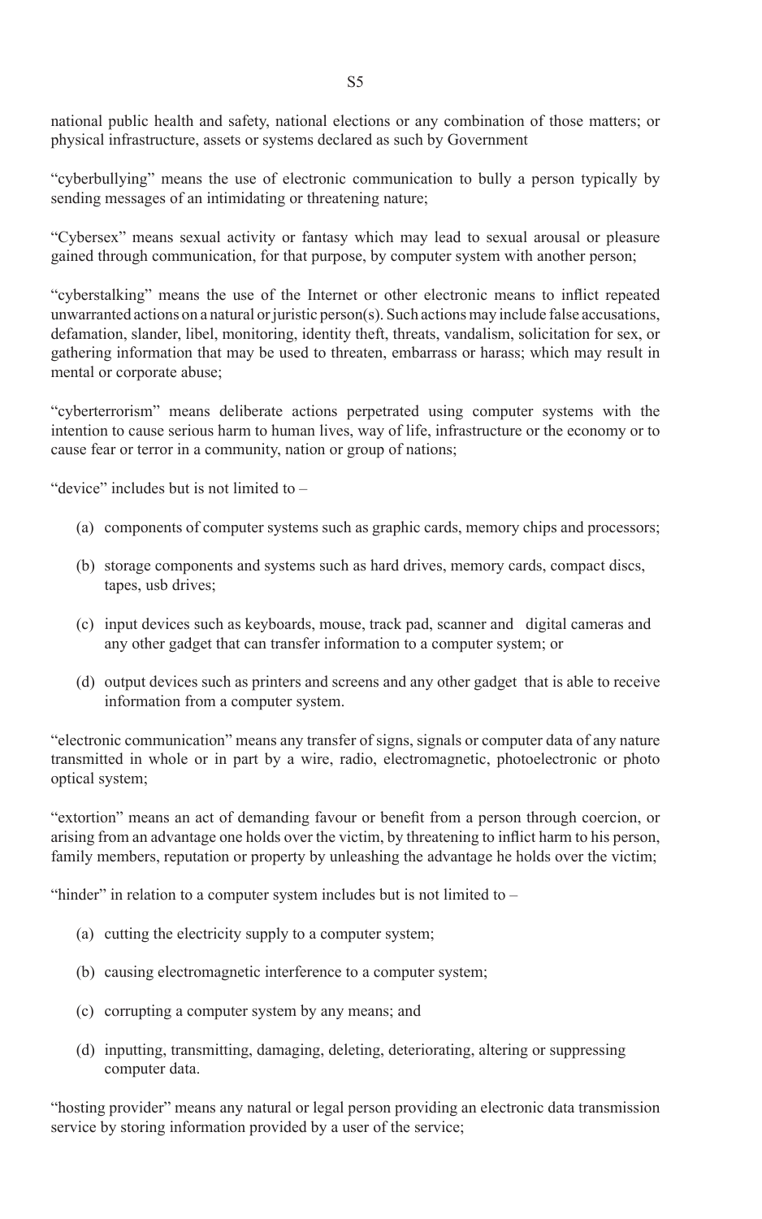national public health and safety, national elections or any combination of those matters; or physical infrastructure, assets or systems declared as such by Government

"cyberbullying" means the use of electronic communication to bully a person typically by sending messages of an intimidating or threatening nature;

"Cybersex" means sexual activity or fantasy which may lead to sexual arousal or pleasure gained through communication, for that purpose, by computer system with another person;

"cyberstalking" means the use of the Internet or other electronic means to inflict repeated unwarranted actions on a natural or juristic person(s). Such actions may include false accusations, defamation, slander, libel, monitoring, identity theft, threats, vandalism, solicitation for sex, or gathering information that may be used to threaten, embarrass or harass; which may result in mental or corporate abuse;

"cyberterrorism" means deliberate actions perpetrated using computer systems with the intention to cause serious harm to human lives, way of life, infrastructure or the economy or to cause fear or terror in a community, nation or group of nations;

"device" includes but is not limited to –

(a) components of computer systems such as graphic cards, memory chips and processors;

(b) storage components and systems such as hard drives, memory cards, compact discs, tapes, usb drives;

(c) input devices such as keyboards, mouse, track pad, scanner and digital cameras and any other gadget that can transfer information to a computer system; or

(d) output devices such as printers and screens and any other gadget that is able to receive information from a computer system.

"electronic communication" means any transfer of signs, signals or computer data of any nature transmitted in whole or in part by a wire, radio, electromagnetic, photoelectronic or photo optical system;

"extortion" means an act of demanding favour or benefit from a person through coercion, or arising from an advantage one holds over the victim, by threatening to inflict harm to his person, family members, reputation or property by unleashing the advantage he holds over the victim;

"hinder" in relation to a computer system includes but is not limited to –

(a) cutting the electricity supply to a computer system;

(b) causing electromagnetic interference to a computer system;

(c) corrupting a computer system by any means; and

(d) inputting, transmitting, damaging, deleting, deteriorating, altering or suppressing computer data.

"hosting provider" means any natural or legal person providing an electronic data transmission service by storing information provided by a user of the service;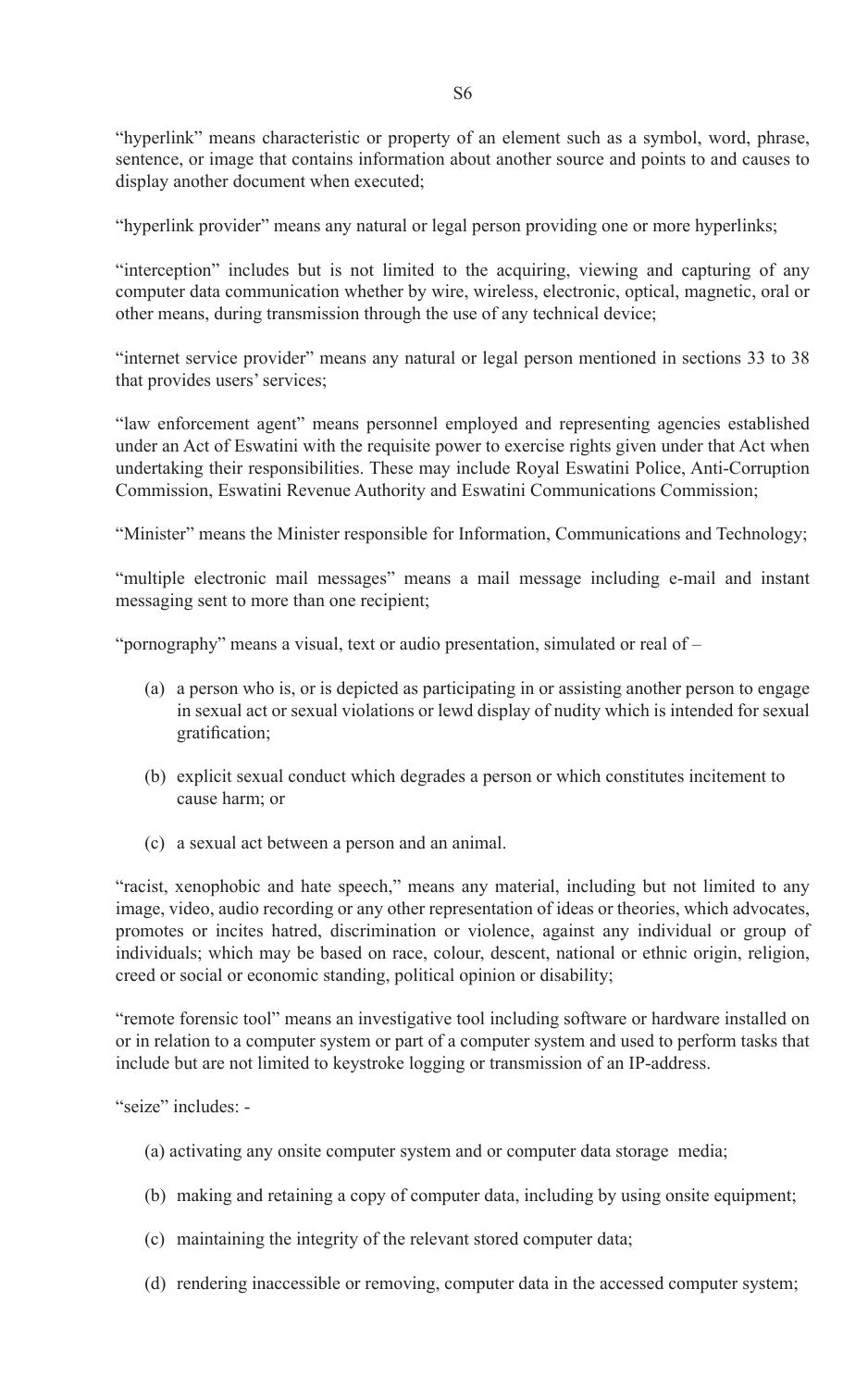"hyperlink" means characteristic or property of an element such as a symbol, word, phrase, sentence, or image that contains information about another source and points to and causes to display another document when executed;

"hyperlink provider" means any natural or legal person providing one or more hyperlinks;

"interception" includes but is not limited to the acquiring, viewing and capturing of any computer data communication whether by wire, wireless, electronic, optical, magnetic, oral or other means, during transmission through the use of any technical device;

"internet service provider" means any natural or legal person mentioned in sections 33 to 38 that provides users' services;

"law enforcement agent" means personnel employed and representing agencies established under an Act of Eswatini with the requisite power to exercise rights given under that Act when undertaking their responsibilities. These may include Royal Eswatini Police, Anti-Corruption Commission, Eswatini Revenue Authority and Eswatini Communications Commission;

"Minister" means the Minister responsible for Information, Communications and Technology;

"multiple electronic mail messages" means a mail message including e-mail and instant messaging sent to more than one recipient;

"pornography" means a visual, text or audio presentation, simulated or real of –

(a) a person who is, or is depicted as participating in or assisting another person to engage in sexual act or sexual violations or lewd display of nudity which is intended for sexual gratification;

(b) explicit sexual conduct which degrades a person or which constitutes incitement to cause harm; or

(c) a sexual act between a person and an animal.

"racist, xenophobic and hate speech," means any material, including but not limited to any image, video, audio recording or any other representation of ideas or theories, which advocates, promotes or incites hatred, discrimination or violence, against any individual or group of individuals; which may be based on race, colour, descent, national or ethnic origin, religion, creed or social or economic standing, political opinion or disability;

"remote forensic tool" means an investigative tool including software or hardware installed on or in relation to a computer system or part of a computer system and used to perform tasks that include but are not limited to keystroke logging or transmission of an IP-address.

"seize" includes: -

(a) activating any onsite computer system and or computer data storage media;

(b) making and retaining a copy of computer data, including by using onsite equipment;

(c) maintaining the integrity of the relevant stored computer data;

(d) rendering inaccessible or removing, computer data in the accessed computer system;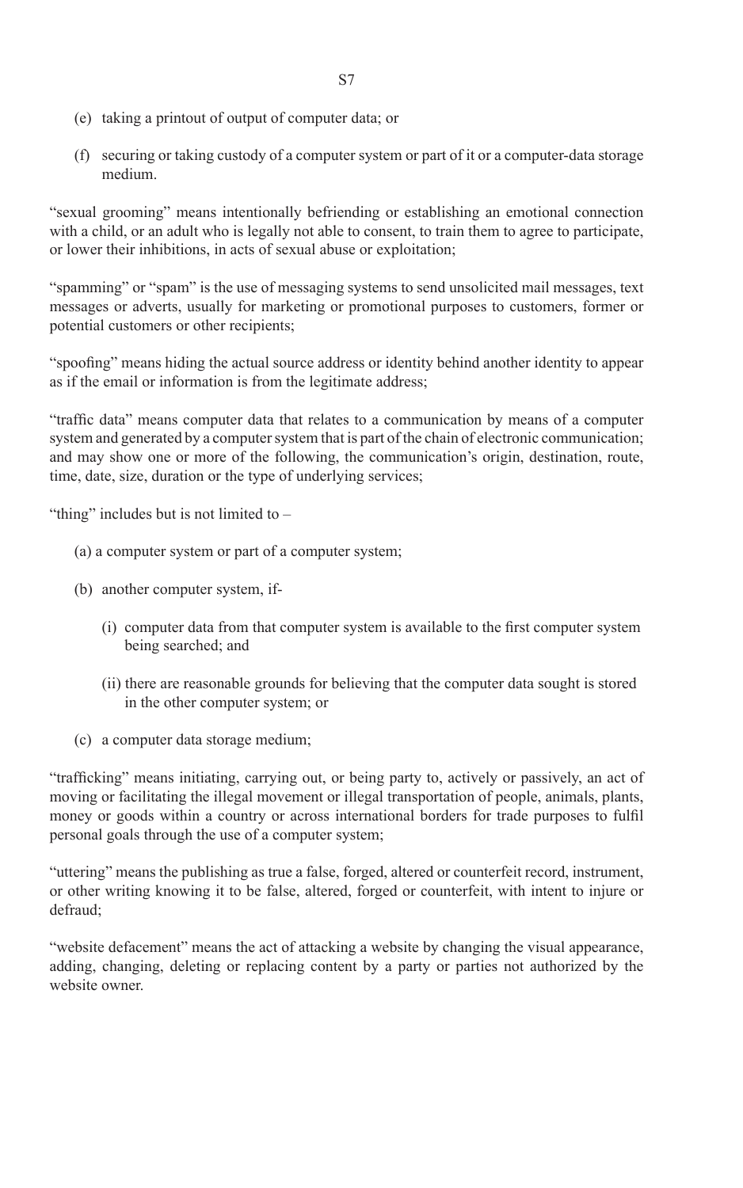(e) taking a printout of output of computer data; or

(f) securing or taking custody of a computer system or part of it or a computer-data storage medium.

"sexual grooming" means intentionally befriending or establishing an emotional connection with a child, or an adult who is legally not able to consent, to train them to agree to participate, or lower their inhibitions, in acts of sexual abuse or exploitation;

"spamming" or "spam" is the use of messaging systems to send unsolicited mail messages, text messages or adverts, usually for marketing or promotional purposes to customers, former or potential customers or other recipients;

"spoofing" means hiding the actual source address or identity behind another identity to appear as if the email or information is from the legitimate address;

"traffic data" means computer data that relates to a communication by means of a computer system and generated by a computer system that is part of the chain of electronic communication; and may show one or more of the following, the communication's origin, destination, route, time, date, size, duration or the type of underlying services;

"thing" includes but is not limited to –

(a) a computer system or part of a computer system;

(b) another computer system, if-

(i) computer data from that computer system is available to the first computer system being searched; and

(ii) there are reasonable grounds for believing that the computer data sought is stored in the other computer system; or

(c) a computer data storage medium;

"trafficking" means initiating, carrying out, or being party to, actively or passively, an act of moving or facilitating the illegal movement or illegal transportation of people, animals, plants, money or goods within a country or across international borders for trade purposes to fulfil personal goals through the use of a computer system;

"uttering" means the publishing as true a false, forged, altered or counterfeit record, instrument, or other writing knowing it to be false, altered, forged or counterfeit, with intent to injure or defraud;

"website defacement" means the act of attacking a website by changing the visual appearance, adding, changing, deleting or replacing content by a party or parties not authorized by the website owner.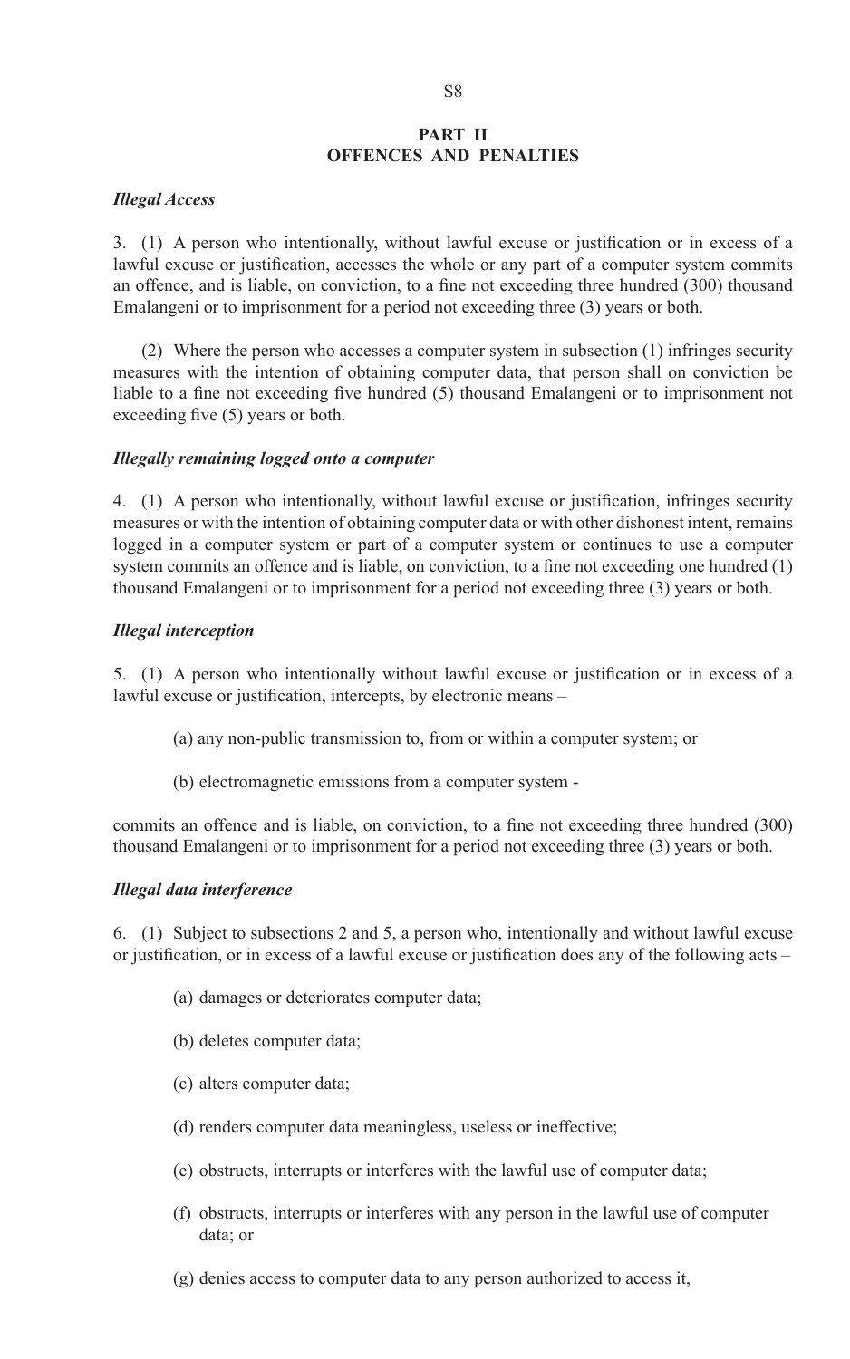## PART II
## OFFENCES AND PENALTIES

***Illegal Access***

3. (1) A person who intentionally, without lawful excuse or justification or in excess of a lawful excuse or justification, accesses the whole or any part of a computer system commits an offence, and is liable, on conviction, to a fine not exceeding three hundred (300) thousand Emalangeni or to imprisonment for a period not exceeding three (3) years or both.

(2) Where the person who accesses a computer system in subsection (1) infringes security measures with the intention of obtaining computer data, that person shall on conviction be liable to a fine not exceeding five hundred (5) thousand Emalangeni or to imprisonment not exceeding five (5) years or both.

***Illegally remaining logged onto a computer***

4. (1) A person who intentionally, without lawful excuse or justification, infringes security measures or with the intention of obtaining computer data or with other dishonest intent, remains logged in a computer system or part of a computer system or continues to use a computer system commits an offence and is liable, on conviction, to a fine not exceeding one hundred (1) thousand Emalangeni or to imprisonment for a period not exceeding three (3) years or both.

***Illegal interception***

5. (1) A person who intentionally without lawful excuse or justification or in excess of a lawful excuse or justification, intercepts, by electronic means –

(a) any non-public transmission to, from or within a computer system; or

(b) electromagnetic emissions from a computer system -

commits an offence and is liable, on conviction, to a fine not exceeding three hundred (300) thousand Emalangeni or to imprisonment for a period not exceeding three (3) years or both.

***Illegal data interference***

6. (1) Subject to subsections 2 and 5, a person who, intentionally and without lawful excuse or justification, or in excess of a lawful excuse or justification does any of the following acts –

(a) damages or deteriorates computer data;

(b) deletes computer data;

(c) alters computer data;

(d) renders computer data meaningless, useless or ineffective;

(e) obstructs, interrupts or interferes with the lawful use of computer data;

(f) obstructs, interrupts or interferes with any person in the lawful use of computer data; or

(g) denies access to computer data to any person authorized to access it,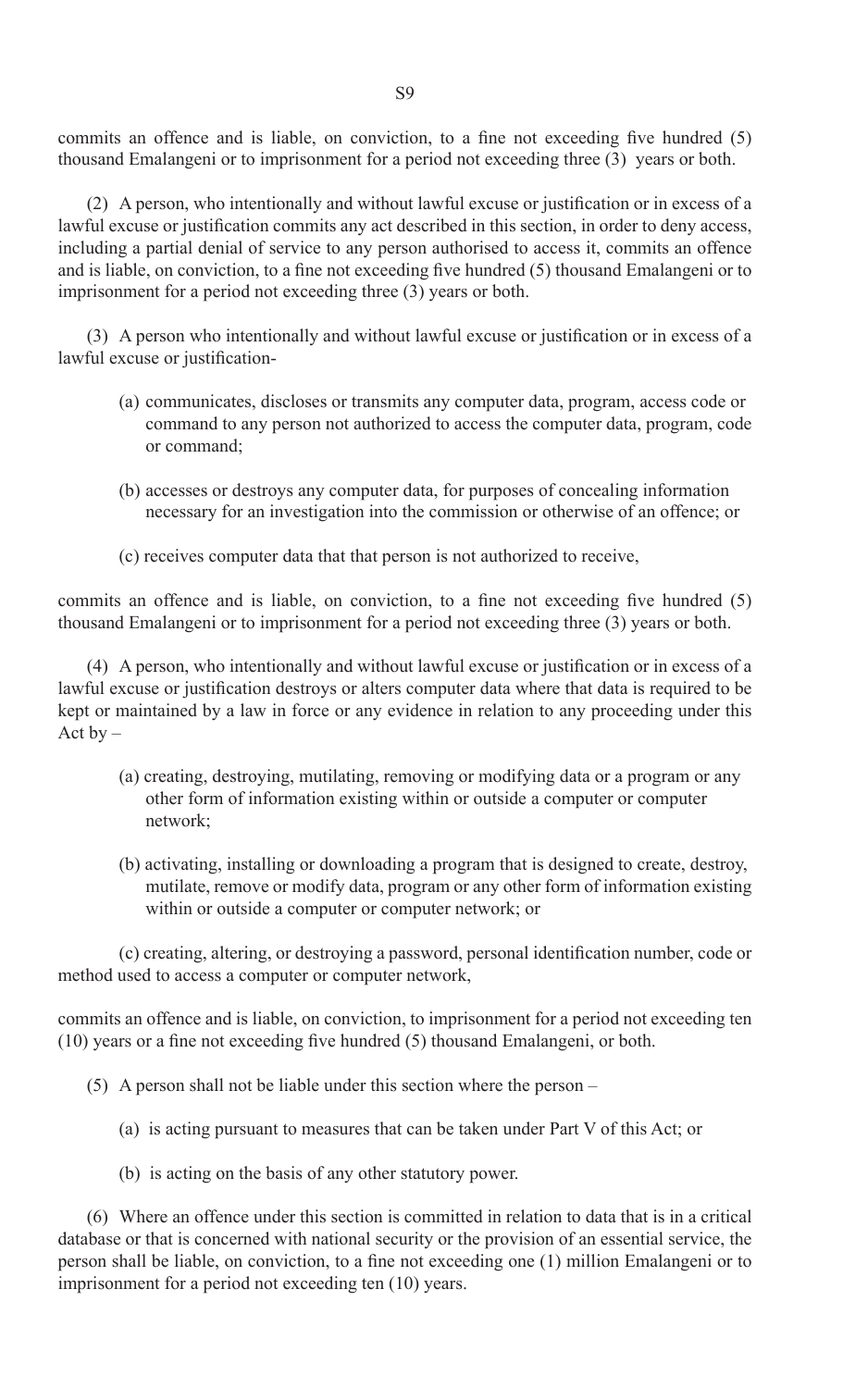commits an offence and is liable, on conviction, to a fine not exceeding five hundred (5) thousand Emalangeni or to imprisonment for a period not exceeding three (3) years or both.

(2) A person, who intentionally and without lawful excuse or justification or in excess of a lawful excuse or justification commits any act described in this section, in order to deny access, including a partial denial of service to any person authorised to access it, commits an offence and is liable, on conviction, to a fine not exceeding five hundred (5) thousand Emalangeni or to imprisonment for a period not exceeding three (3) years or both.

(3) A person who intentionally and without lawful excuse or justification or in excess of a lawful excuse or justification-

(a) communicates, discloses or transmits any computer data, program, access code or command to any person not authorized to access the computer data, program, code or command;

(b) accesses or destroys any computer data, for purposes of concealing information necessary for an investigation into the commission or otherwise of an offence; or

(c) receives computer data that that person is not authorized to receive,

commits an offence and is liable, on conviction, to a fine not exceeding five hundred (5) thousand Emalangeni or to imprisonment for a period not exceeding three (3) years or both.

(4) A person, who intentionally and without lawful excuse or justification or in excess of a lawful excuse or justification destroys or alters computer data where that data is required to be kept or maintained by a law in force or any evidence in relation to any proceeding under this Act by –

(a) creating, destroying, mutilating, removing or modifying data or a program or any other form of information existing within or outside a computer or computer network;

(b) activating, installing or downloading a program that is designed to create, destroy, mutilate, remove or modify data, program or any other form of information existing within or outside a computer or computer network; or

(c) creating, altering, or destroying a password, personal identification number, code or method used to access a computer or computer network,

commits an offence and is liable, on conviction, to imprisonment for a period not exceeding ten (10) years or a fine not exceeding five hundred (5) thousand Emalangeni, or both.

(5) A person shall not be liable under this section where the person –

(a) is acting pursuant to measures that can be taken under Part V of this Act; or

(b) is acting on the basis of any other statutory power.

(6) Where an offence under this section is committed in relation to data that is in a critical database or that is concerned with national security or the provision of an essential service, the person shall be liable, on conviction, to a fine not exceeding one (1) million Emalangeni or to imprisonment for a period not exceeding ten (10) years.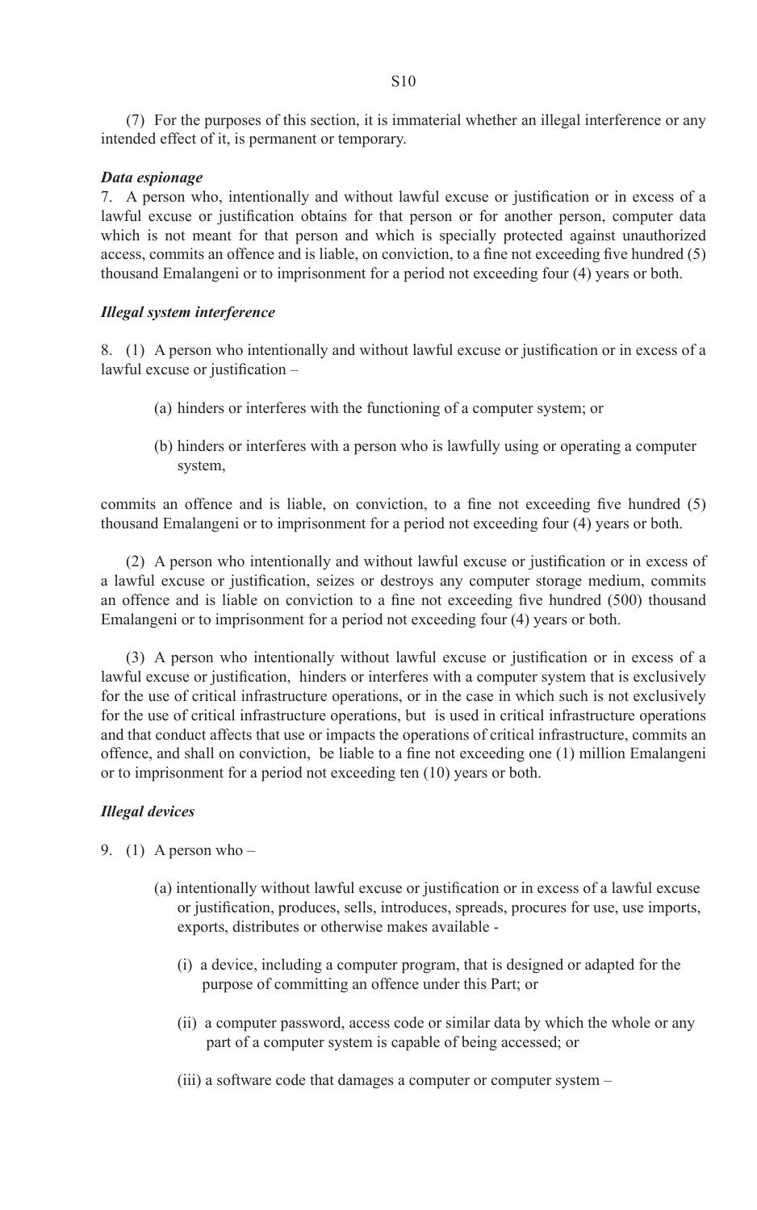(7) For the purposes of this section, it is immaterial whether an illegal interference or any intended effect of it, is permanent or temporary.

***Data espionage***

7. A person who, intentionally and without lawful excuse or justification or in excess of a lawful excuse or justification obtains for that person or for another person, computer data which is not meant for that person and which is specially protected against unauthorized access, commits an offence and is liable, on conviction, to a fine not exceeding five hundred (5) thousand Emalangeni or to imprisonment for a period not exceeding four (4) years or both.

***Illegal system interference***

8. (1) A person who intentionally and without lawful excuse or justification or in excess of a lawful excuse or justification –

(a) hinders or interferes with the functioning of a computer system; or

(b) hinders or interferes with a person who is lawfully using or operating a computer system,

commits an offence and is liable, on conviction, to a fine not exceeding five hundred (5) thousand Emalangeni or to imprisonment for a period not exceeding four (4) years or both.

(2) A person who intentionally and without lawful excuse or justification or in excess of a lawful excuse or justification, seizes or destroys any computer storage medium, commits an offence and is liable on conviction to a fine not exceeding five hundred (500) thousand Emalangeni or to imprisonment for a period not exceeding four (4) years or both.

(3) A person who intentionally without lawful excuse or justification or in excess of a lawful excuse or justification, hinders or interferes with a computer system that is exclusively for the use of critical infrastructure operations, or in the case in which such is not exclusively for the use of critical infrastructure operations, but is used in critical infrastructure operations and that conduct affects that use or impacts the operations of critical infrastructure, commits an offence, and shall on conviction, be liable to a fine not exceeding one (1) million Emalangeni or to imprisonment for a period not exceeding ten (10) years or both.

***Illegal devices***

9. (1) A person who –

(a) intentionally without lawful excuse or justification or in excess of a lawful excuse or justification, produces, sells, introduces, spreads, procures for use, use imports, exports, distributes or otherwise makes available -

(i) a device, including a computer program, that is designed or adapted for the purpose of committing an offence under this Part; or

(ii) a computer password, access code or similar data by which the whole or any part of a computer system is capable of being accessed; or

(iii) a software code that damages a computer or computer system –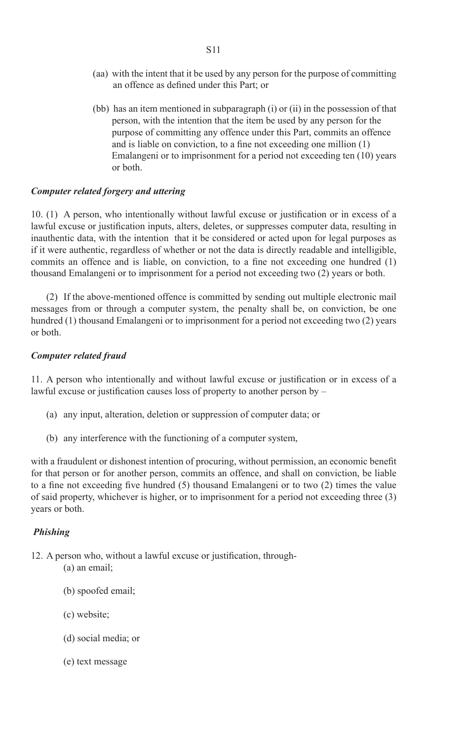(aa) with the intent that it be used by any person for the purpose of committing an offence as defined under this Part; or

(bb) has an item mentioned in subparagraph (i) or (ii) in the possession of that person, with the intention that the item be used by any person for the purpose of committing any offence under this Part, commits an offence and is liable on conviction, to a fine not exceeding one million (1) Emalangeni or to imprisonment for a period not exceeding ten (10) years or both.

***Computer related forgery and uttering***

10. (1) A person, who intentionally without lawful excuse or justification or in excess of a lawful excuse or justification inputs, alters, deletes, or suppresses computer data, resulting in inauthentic data, with the intention that it be considered or acted upon for legal purposes as if it were authentic, regardless of whether or not the data is directly readable and intelligible, commits an offence and is liable, on conviction, to a fine not exceeding one hundred (1) thousand Emalangeni or to imprisonment for a period not exceeding two (2) years or both.

(2) If the above-mentioned offence is committed by sending out multiple electronic mail messages from or through a computer system, the penalty shall be, on conviction, be one hundred (1) thousand Emalangeni or to imprisonment for a period not exceeding two (2) years or both.

***Computer related fraud***

11. A person who intentionally and without lawful excuse or justification or in excess of a lawful excuse or justification causes loss of property to another person by –

(a) any input, alteration, deletion or suppression of computer data; or

(b) any interference with the functioning of a computer system,

with a fraudulent or dishonest intention of procuring, without permission, an economic benefit for that person or for another person, commits an offence, and shall on conviction, be liable to a fine not exceeding five hundred (5) thousand Emalangeni or to two (2) times the value of said property, whichever is higher, or to imprisonment for a period not exceeding three (3) years or both.

***Phishing***

12. A person who, without a lawful excuse or justification, through-

(a) an email;

(b) spoofed email;

(c) website;

(d) social media; or

(e) text message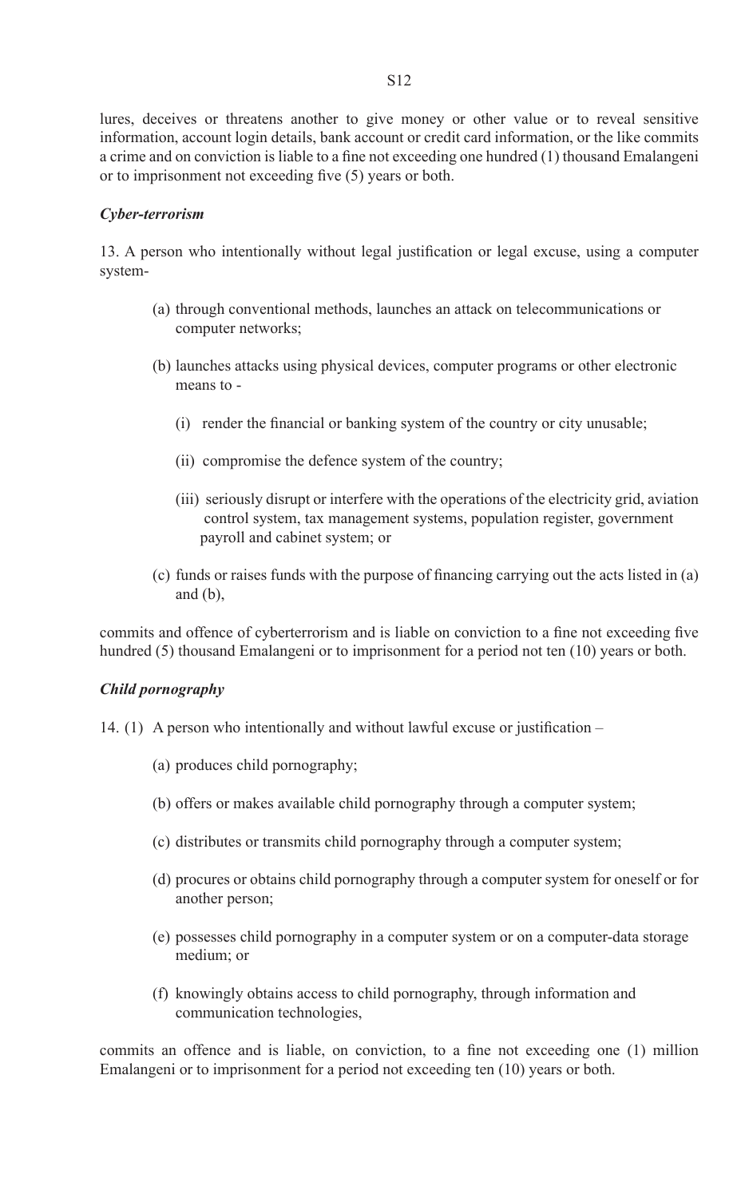lures, deceives or threatens another to give money or other value or to reveal sensitive information, account login details, bank account or credit card information, or the like commits a crime and on conviction is liable to a fine not exceeding one hundred (1) thousand Emalangeni or to imprisonment not exceeding five (5) years or both.

***Cyber-terrorism***

13. A person who intentionally without legal justification or legal excuse, using a computer system-

(a) through conventional methods, launches an attack on telecommunications or computer networks;

(b) launches attacks using physical devices, computer programs or other electronic means to -

(i) render the financial or banking system of the country or city unusable;

(ii) compromise the defence system of the country;

(iii) seriously disrupt or interfere with the operations of the electricity grid, aviation control system, tax management systems, population register, government payroll and cabinet system; or

(c) funds or raises funds with the purpose of financing carrying out the acts listed in (a) and (b),

commits and offence of cyberterrorism and is liable on conviction to a fine not exceeding five hundred (5) thousand Emalangeni or to imprisonment for a period not ten (10) years or both.

***Child pornography***

14. (1) A person who intentionally and without lawful excuse or justification –

(a) produces child pornography;

(b) offers or makes available child pornography through a computer system;

(c) distributes or transmits child pornography through a computer system;

(d) procures or obtains child pornography through a computer system for oneself or for another person;

(e) possesses child pornography in a computer system or on a computer-data storage medium; or

(f) knowingly obtains access to child pornography, through information and communication technologies,

commits an offence and is liable, on conviction, to a fine not exceeding one (1) million Emalangeni or to imprisonment for a period not exceeding ten (10) years or both.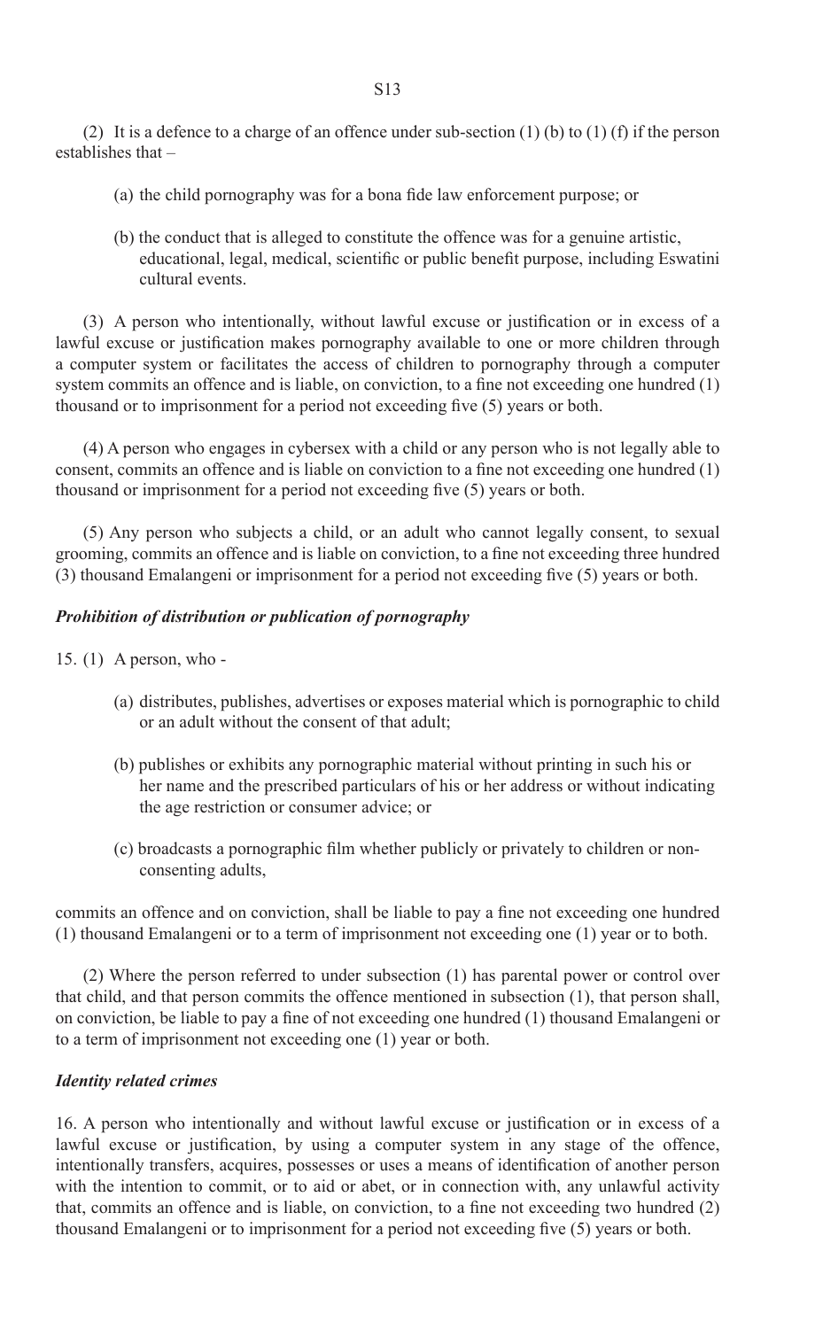(2) It is a defence to a charge of an offence under sub-section (1) (b) to (1) (f) if the person establishes that –

(a) the child pornography was for a bona fide law enforcement purpose; or

(b) the conduct that is alleged to constitute the offence was for a genuine artistic, educational, legal, medical, scientific or public benefit purpose, including Eswatini cultural events.

(3) A person who intentionally, without lawful excuse or justification or in excess of a lawful excuse or justification makes pornography available to one or more children through a computer system or facilitates the access of children to pornography through a computer system commits an offence and is liable, on conviction, to a fine not exceeding one hundred (1) thousand or to imprisonment for a period not exceeding five (5) years or both.

(4) A person who engages in cybersex with a child or any person who is not legally able to consent, commits an offence and is liable on conviction to a fine not exceeding one hundred (1) thousand or imprisonment for a period not exceeding five (5) years or both.

(5) Any person who subjects a child, or an adult who cannot legally consent, to sexual grooming, commits an offence and is liable on conviction, to a fine not exceeding three hundred (3) thousand Emalangeni or imprisonment for a period not exceeding five (5) years or both.

***Prohibition of distribution or publication of pornography***

15. (1) A person, who -

(a) distributes, publishes, advertises or exposes material which is pornographic to child or an adult without the consent of that adult;

(b) publishes or exhibits any pornographic material without printing in such his or her name and the prescribed particulars of his or her address or without indicating the age restriction or consumer advice; or

(c) broadcasts a pornographic film whether publicly or privately to children or non-consenting adults,

commits an offence and on conviction, shall be liable to pay a fine not exceeding one hundred (1) thousand Emalangeni or to a term of imprisonment not exceeding one (1) year or to both.

(2) Where the person referred to under subsection (1) has parental power or control over that child, and that person commits the offence mentioned in subsection (1), that person shall, on conviction, be liable to pay a fine of not exceeding one hundred (1) thousand Emalangeni or to a term of imprisonment not exceeding one (1) year or both.

***Identity related crimes***

16. A person who intentionally and without lawful excuse or justification or in excess of a lawful excuse or justification, by using a computer system in any stage of the offence, intentionally transfers, acquires, possesses or uses a means of identification of another person with the intention to commit, or to aid or abet, or in connection with, any unlawful activity that, commits an offence and is liable, on conviction, to a fine not exceeding two hundred (2) thousand Emalangeni or to imprisonment for a period not exceeding five (5) years or both.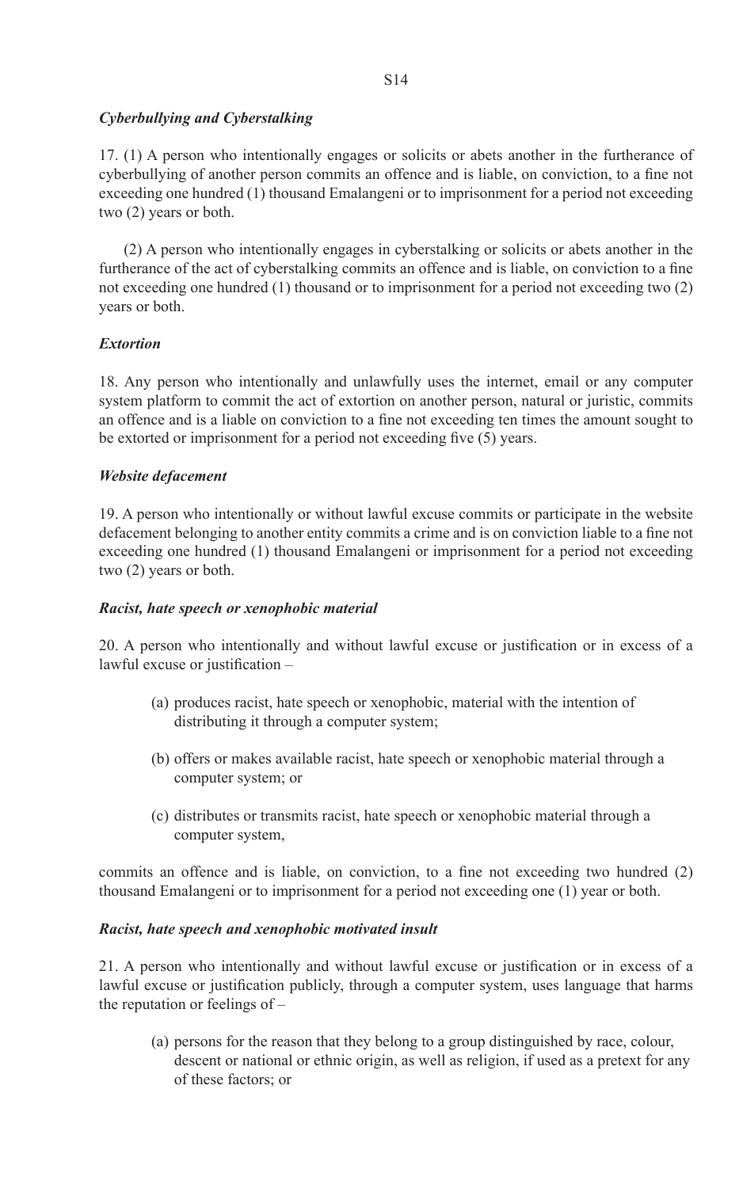***Cyberbullying and Cyberstalking***

17. (1) A person who intentionally engages or solicits or abets another in the furtherance of cyberbullying of another person commits an offence and is liable, on conviction, to a fine not exceeding one hundred (1) thousand Emalangeni or to imprisonment for a period not exceeding two (2) years or both.

(2) A person who intentionally engages in cyberstalking or solicits or abets another in the furtherance of the act of cyberstalking commits an offence and is liable, on conviction to a fine not exceeding one hundred (1) thousand or to imprisonment for a period not exceeding two (2) years or both.

***Extortion***

18. Any person who intentionally and unlawfully uses the internet, email or any computer system platform to commit the act of extortion on another person, natural or juristic, commits an offence and is a liable on conviction to a fine not exceeding ten times the amount sought to be extorted or imprisonment for a period not exceeding five (5) years.

***Website defacement***

19. A person who intentionally or without lawful excuse commits or participate in the website defacement belonging to another entity commits a crime and is on conviction liable to a fine not exceeding one hundred (1) thousand Emalangeni or imprisonment for a period not exceeding two (2) years or both.

***Racist, hate speech or xenophobic material***

20. A person who intentionally and without lawful excuse or justification or in excess of a lawful excuse or justification –

(a) produces racist, hate speech or xenophobic, material with the intention of distributing it through a computer system;

(b) offers or makes available racist, hate speech or xenophobic material through a computer system; or

(c) distributes or transmits racist, hate speech or xenophobic material through a computer system,

commits an offence and is liable, on conviction, to a fine not exceeding two hundred (2) thousand Emalangeni or to imprisonment for a period not exceeding one (1) year or both.

***Racist, hate speech and xenophobic motivated insult***

21. A person who intentionally and without lawful excuse or justification or in excess of a lawful excuse or justification publicly, through a computer system, uses language that harms the reputation or feelings of –

(a) persons for the reason that they belong to a group distinguished by race, colour, descent or national or ethnic origin, as well as religion, if used as a pretext for any of these factors; or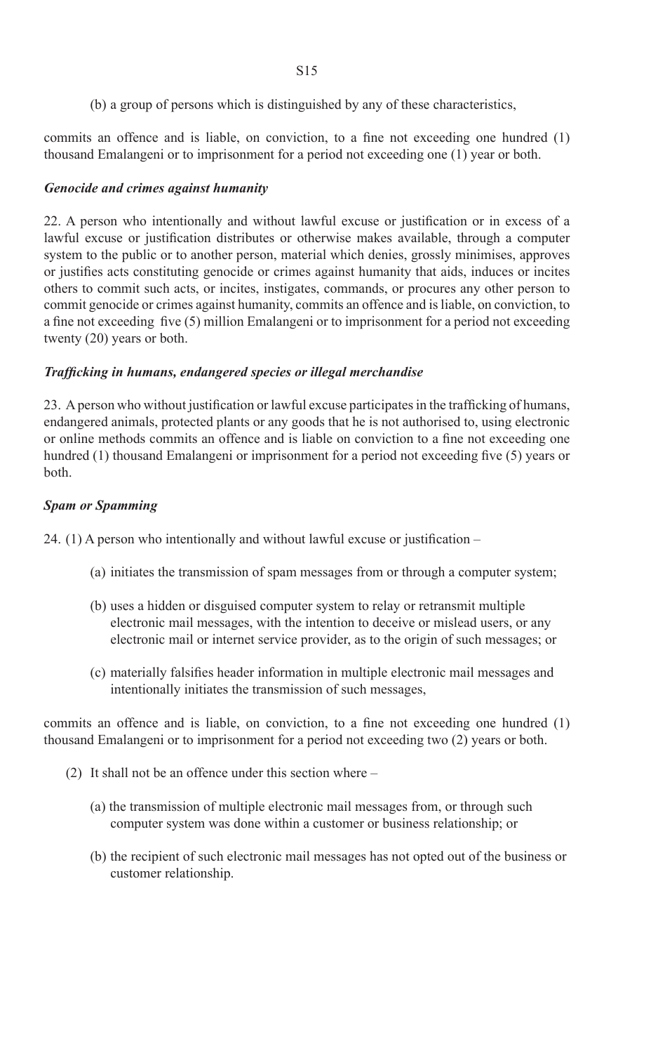(b) a group of persons which is distinguished by any of these characteristics,

commits an offence and is liable, on conviction, to a fine not exceeding one hundred (1) thousand Emalangeni or to imprisonment for a period not exceeding one (1) year or both.

***Genocide and crimes against humanity***

22. A person who intentionally and without lawful excuse or justification or in excess of a lawful excuse or justification distributes or otherwise makes available, through a computer system to the public or to another person, material which denies, grossly minimises, approves or justifies acts constituting genocide or crimes against humanity that aids, induces or incites others to commit such acts, or incites, instigates, commands, or procures any other person to commit genocide or crimes against humanity, commits an offence and is liable, on conviction, to a fine not exceeding five (5) million Emalangeni or to imprisonment for a period not exceeding twenty (20) years or both.

***Trafficking in humans, endangered species or illegal merchandise***

23. A person who without justification or lawful excuse participates in the trafficking of humans, endangered animals, protected plants or any goods that he is not authorised to, using electronic or online methods commits an offence and is liable on conviction to a fine not exceeding one hundred (1) thousand Emalangeni or imprisonment for a period not exceeding five (5) years or both.

***Spam or Spamming***

24. (1) A person who intentionally and without lawful excuse or justification –

(a) initiates the transmission of spam messages from or through a computer system;

(b) uses a hidden or disguised computer system to relay or retransmit multiple electronic mail messages, with the intention to deceive or mislead users, or any electronic mail or internet service provider, as to the origin of such messages; or

(c) materially falsifies header information in multiple electronic mail messages and intentionally initiates the transmission of such messages,

commits an offence and is liable, on conviction, to a fine not exceeding one hundred (1) thousand Emalangeni or to imprisonment for a period not exceeding two (2) years or both.

(2) It shall not be an offence under this section where –

(a) the transmission of multiple electronic mail messages from, or through such computer system was done within a customer or business relationship; or

(b) the recipient of such electronic mail messages has not opted out of the business or customer relationship.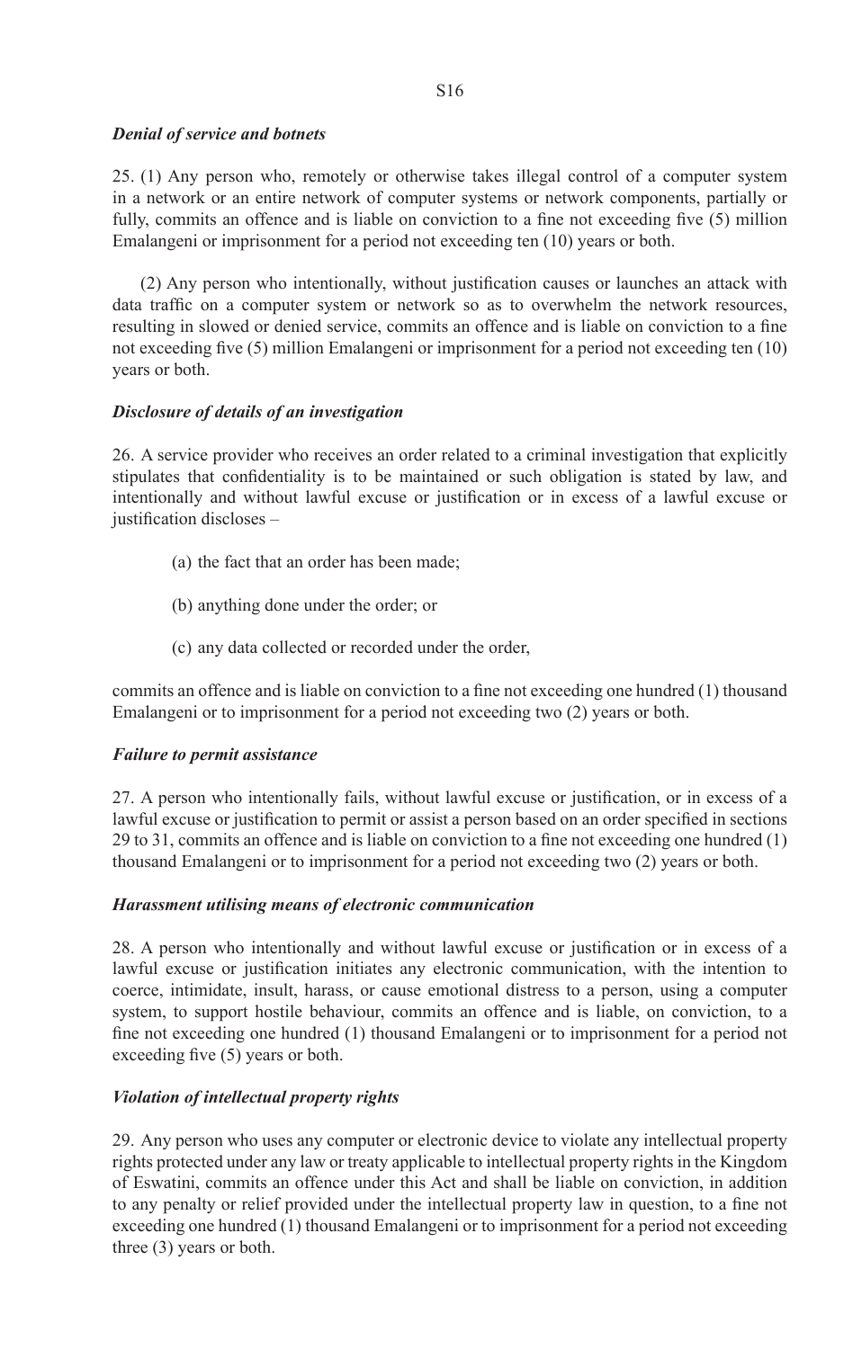***Denial of service and botnets***

25. (1) Any person who, remotely or otherwise takes illegal control of a computer system in a network or an entire network of computer systems or network components, partially or fully, commits an offence and is liable on conviction to a fine not exceeding five (5) million Emalangeni or imprisonment for a period not exceeding ten (10) years or both.

(2) Any person who intentionally, without justification causes or launches an attack with data traffic on a computer system or network so as to overwhelm the network resources, resulting in slowed or denied service, commits an offence and is liable on conviction to a fine not exceeding five (5) million Emalangeni or imprisonment for a period not exceeding ten (10) years or both.

***Disclosure of details of an investigation***

26. A service provider who receives an order related to a criminal investigation that explicitly stipulates that confidentiality is to be maintained or such obligation is stated by law, and intentionally and without lawful excuse or justification or in excess of a lawful excuse or justification discloses –

(a) the fact that an order has been made;

(b) anything done under the order; or

(c) any data collected or recorded under the order,

commits an offence and is liable on conviction to a fine not exceeding one hundred (1) thousand Emalangeni or to imprisonment for a period not exceeding two (2) years or both.

***Failure to permit assistance***

27. A person who intentionally fails, without lawful excuse or justification, or in excess of a lawful excuse or justification to permit or assist a person based on an order specified in sections 29 to 31, commits an offence and is liable on conviction to a fine not exceeding one hundred (1) thousand Emalangeni or to imprisonment for a period not exceeding two (2) years or both.

***Harassment utilising means of electronic communication***

28. A person who intentionally and without lawful excuse or justification or in excess of a lawful excuse or justification initiates any electronic communication, with the intention to coerce, intimidate, insult, harass, or cause emotional distress to a person, using a computer system, to support hostile behaviour, commits an offence and is liable, on conviction, to a fine not exceeding one hundred (1) thousand Emalangeni or to imprisonment for a period not exceeding five (5) years or both.

***Violation of intellectual property rights***

29. Any person who uses any computer or electronic device to violate any intellectual property rights protected under any law or treaty applicable to intellectual property rights in the Kingdom of Eswatini, commits an offence under this Act and shall be liable on conviction, in addition to any penalty or relief provided under the intellectual property law in question, to a fine not exceeding one hundred (1) thousand Emalangeni or to imprisonment for a period not exceeding three (3) years or both.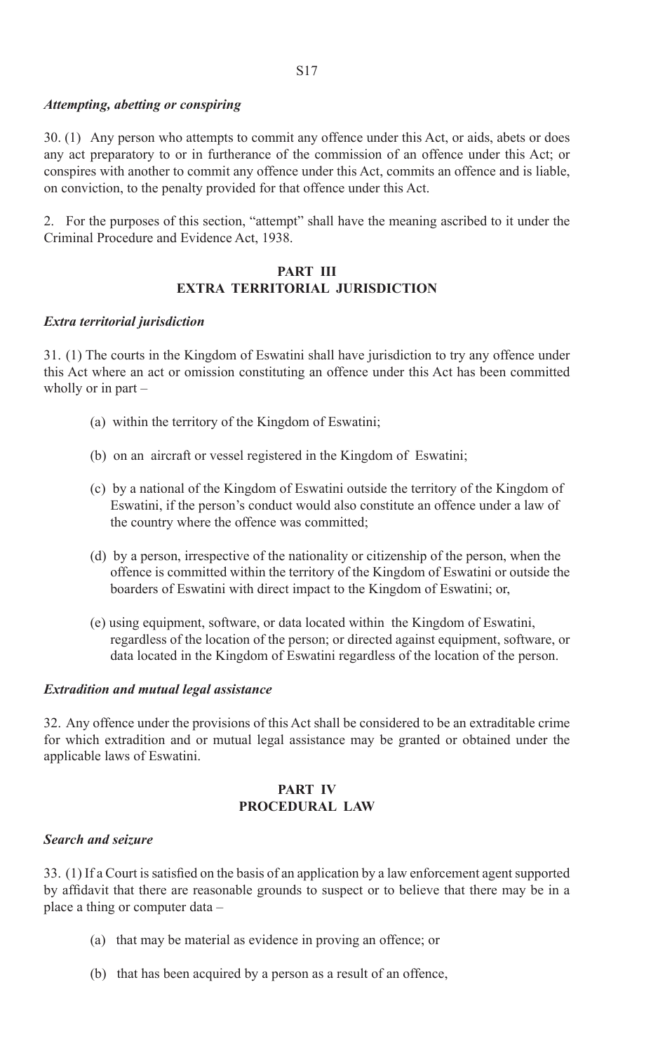*Attempting, abetting or conspiring*

30. (1) Any person who attempts to commit any offence under this Act, or aids, abets or does any act preparatory to or in furtherance of the commission of an offence under this Act; or conspires with another to commit any offence under this Act, commits an offence and is liable, on conviction, to the penalty provided for that offence under this Act.

2. For the purposes of this section, "attempt" shall have the meaning ascribed to it under the Criminal Procedure and Evidence Act, 1938.

## PART III
## EXTRA TERRITORIAL JURISDICTION

*Extra territorial jurisdiction*

31. (1) The courts in the Kingdom of Eswatini shall have jurisdiction to try any offence under this Act where an act or omission constituting an offence under this Act has been committed wholly or in part –

(a) within the territory of the Kingdom of Eswatini;

(b) on an aircraft or vessel registered in the Kingdom of Eswatini;

(c) by a national of the Kingdom of Eswatini outside the territory of the Kingdom of Eswatini, if the person's conduct would also constitute an offence under a law of the country where the offence was committed;

(d) by a person, irrespective of the nationality or citizenship of the person, when the offence is committed within the territory of the Kingdom of Eswatini or outside the boarders of Eswatini with direct impact to the Kingdom of Eswatini; or,

(e) using equipment, software, or data located within the Kingdom of Eswatini, regardless of the location of the person; or directed against equipment, software, or data located in the Kingdom of Eswatini regardless of the location of the person.

*Extradition and mutual legal assistance*

32. Any offence under the provisions of this Act shall be considered to be an extraditable crime for which extradition and or mutual legal assistance may be granted or obtained under the applicable laws of Eswatini.

## PART IV
## PROCEDURAL LAW

*Search and seizure*

33. (1) If a Court is satisfied on the basis of an application by a law enforcement agent supported by affidavit that there are reasonable grounds to suspect or to believe that there may be in a place a thing or computer data –

(a) that may be material as evidence in proving an offence; or

(b) that has been acquired by a person as a result of an offence,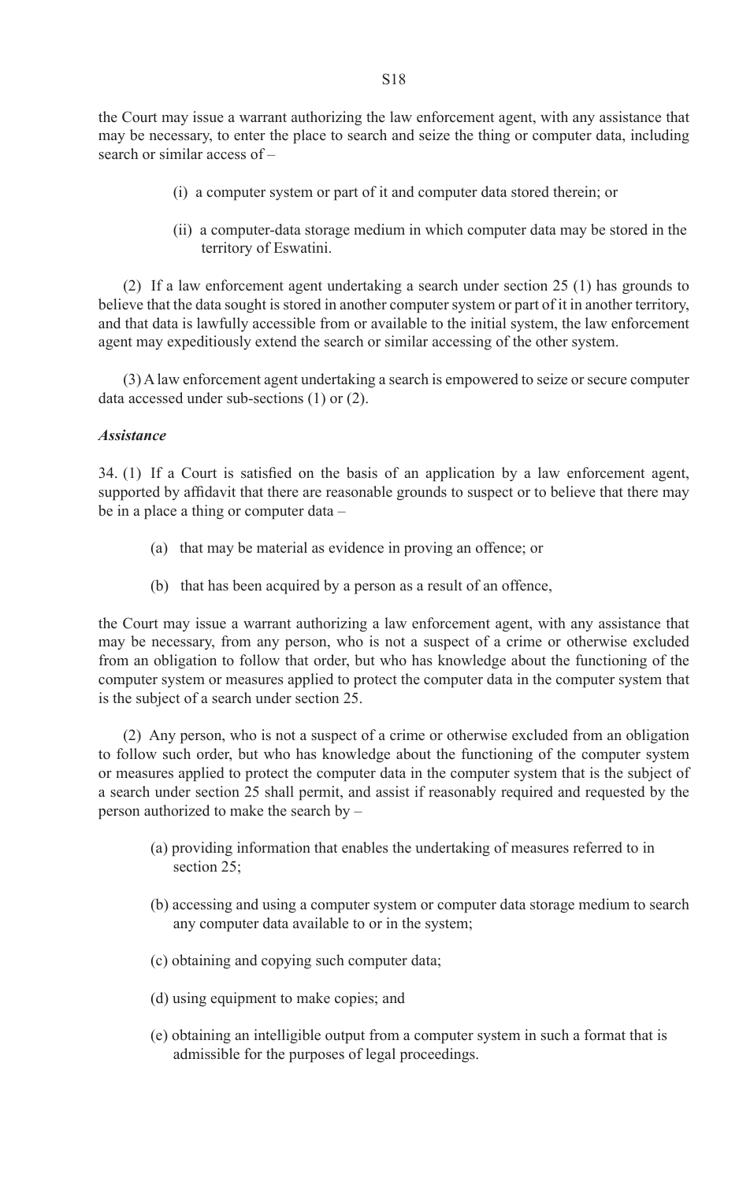the Court may issue a warrant authorizing the law enforcement agent, with any assistance that may be necessary, to enter the place to search and seize the thing or computer data, including search or similar access of –

(i) a computer system or part of it and computer data stored therein; or

(ii) a computer-data storage medium in which computer data may be stored in the territory of Eswatini.

(2) If a law enforcement agent undertaking a search under section 25 (1) has grounds to believe that the data sought is stored in another computer system or part of it in another territory, and that data is lawfully accessible from or available to the initial system, the law enforcement agent may expeditiously extend the search or similar accessing of the other system.

(3) A law enforcement agent undertaking a search is empowered to seize or secure computer data accessed under sub-sections (1) or (2).

***Assistance***

34. (1) If a Court is satisfied on the basis of an application by a law enforcement agent, supported by affidavit that there are reasonable grounds to suspect or to believe that there may be in a place a thing or computer data –

(a) that may be material as evidence in proving an offence; or

(b) that has been acquired by a person as a result of an offence,

the Court may issue a warrant authorizing a law enforcement agent, with any assistance that may be necessary, from any person, who is not a suspect of a crime or otherwise excluded from an obligation to follow that order, but who has knowledge about the functioning of the computer system or measures applied to protect the computer data in the computer system that is the subject of a search under section 25.

(2) Any person, who is not a suspect of a crime or otherwise excluded from an obligation to follow such order, but who has knowledge about the functioning of the computer system or measures applied to protect the computer data in the computer system that is the subject of a search under section 25 shall permit, and assist if reasonably required and requested by the person authorized to make the search by –

(a) providing information that enables the undertaking of measures referred to in section 25;

(b) accessing and using a computer system or computer data storage medium to search any computer data available to or in the system;

(c) obtaining and copying such computer data;

(d) using equipment to make copies; and

(e) obtaining an intelligible output from a computer system in such a format that is admissible for the purposes of legal proceedings.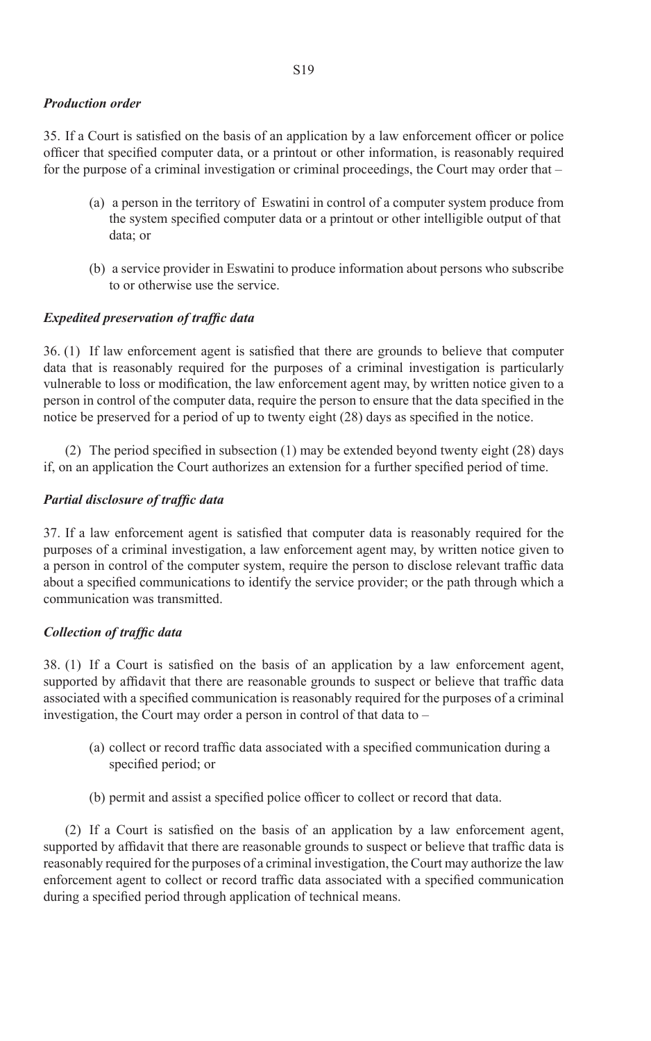***Production order***

35. If a Court is satisfied on the basis of an application by a law enforcement officer or police officer that specified computer data, or a printout or other information, is reasonably required for the purpose of a criminal investigation or criminal proceedings, the Court may order that –

(a) a person in the territory of Eswatini in control of a computer system produce from the system specified computer data or a printout or other intelligible output of that data; or

(b) a service provider in Eswatini to produce information about persons who subscribe to or otherwise use the service.

***Expedited preservation of traffic data***

36. (1) If law enforcement agent is satisfied that there are grounds to believe that computer data that is reasonably required for the purposes of a criminal investigation is particularly vulnerable to loss or modification, the law enforcement agent may, by written notice given to a person in control of the computer data, require the person to ensure that the data specified in the notice be preserved for a period of up to twenty eight (28) days as specified in the notice.

(2) The period specified in subsection (1) may be extended beyond twenty eight (28) days if, on an application the Court authorizes an extension for a further specified period of time.

***Partial disclosure of traffic data***

37. If a law enforcement agent is satisfied that computer data is reasonably required for the purposes of a criminal investigation, a law enforcement agent may, by written notice given to a person in control of the computer system, require the person to disclose relevant traffic data about a specified communications to identify the service provider; or the path through which a communication was transmitted.

***Collection of traffic data***

38. (1) If a Court is satisfied on the basis of an application by a law enforcement agent, supported by affidavit that there are reasonable grounds to suspect or believe that traffic data associated with a specified communication is reasonably required for the purposes of a criminal investigation, the Court may order a person in control of that data to –

(a) collect or record traffic data associated with a specified communication during a specified period; or

(b) permit and assist a specified police officer to collect or record that data.

(2) If a Court is satisfied on the basis of an application by a law enforcement agent, supported by affidavit that there are reasonable grounds to suspect or believe that traffic data is reasonably required for the purposes of a criminal investigation, the Court may authorize the law enforcement agent to collect or record traffic data associated with a specified communication during a specified period through application of technical means.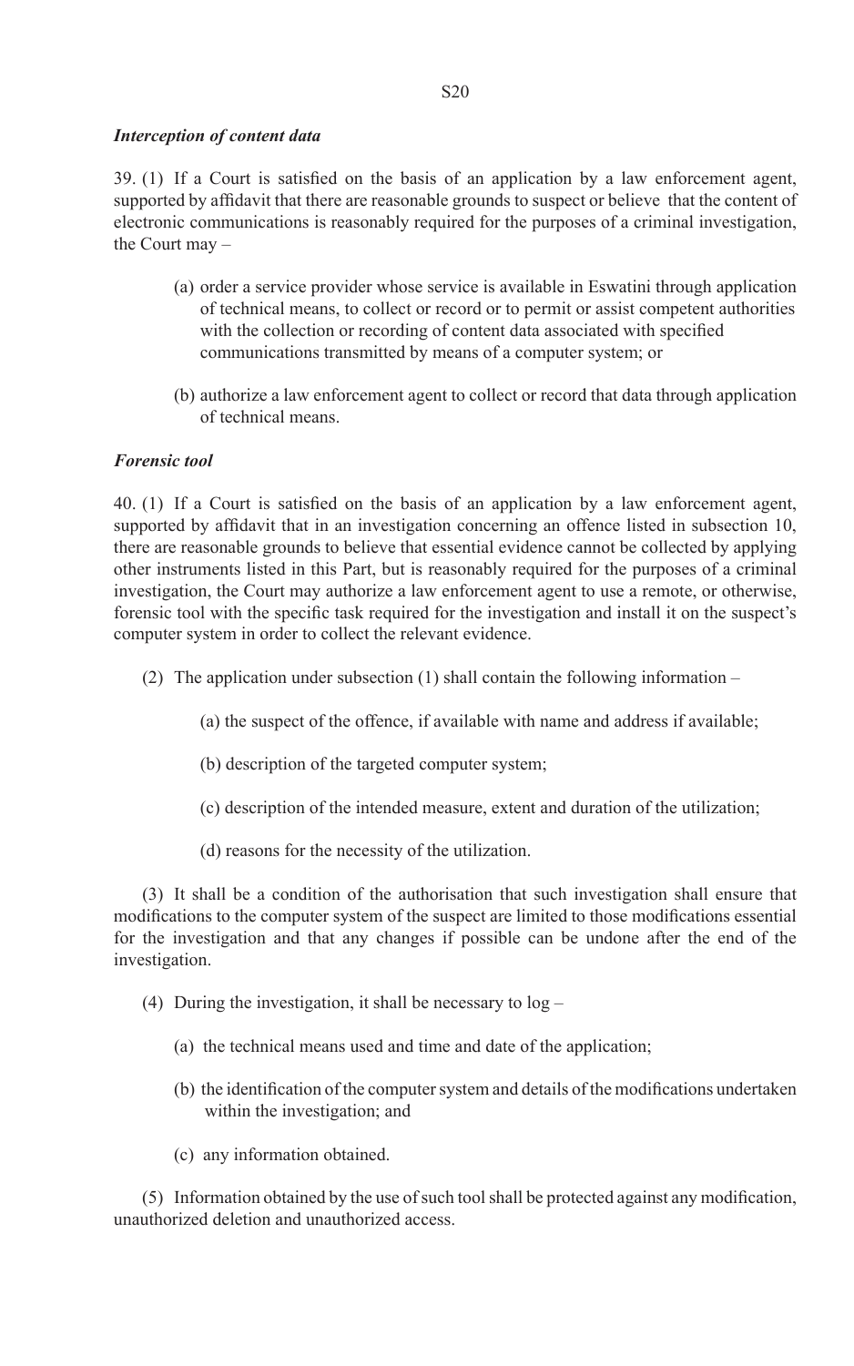***Interception of content data***

39. (1) If a Court is satisfied on the basis of an application by a law enforcement agent, supported by affidavit that there are reasonable grounds to suspect or believe that the content of electronic communications is reasonably required for the purposes of a criminal investigation, the Court may –

(a) order a service provider whose service is available in Eswatini through application of technical means, to collect or record or to permit or assist competent authorities with the collection or recording of content data associated with specified communications transmitted by means of a computer system; or

(b) authorize a law enforcement agent to collect or record that data through application of technical means.

***Forensic tool***

40. (1) If a Court is satisfied on the basis of an application by a law enforcement agent, supported by affidavit that in an investigation concerning an offence listed in subsection 10, there are reasonable grounds to believe that essential evidence cannot be collected by applying other instruments listed in this Part, but is reasonably required for the purposes of a criminal investigation, the Court may authorize a law enforcement agent to use a remote, or otherwise, forensic tool with the specific task required for the investigation and install it on the suspect's computer system in order to collect the relevant evidence.

(2) The application under subsection (1) shall contain the following information –

(a) the suspect of the offence, if available with name and address if available;

(b) description of the targeted computer system;

(c) description of the intended measure, extent and duration of the utilization;

(d) reasons for the necessity of the utilization.

(3) It shall be a condition of the authorisation that such investigation shall ensure that modifications to the computer system of the suspect are limited to those modifications essential for the investigation and that any changes if possible can be undone after the end of the investigation.

(4) During the investigation, it shall be necessary to log –

(a) the technical means used and time and date of the application;

(b) the identification of the computer system and details of the modifications undertaken within the investigation; and

(c) any information obtained.

(5) Information obtained by the use of such tool shall be protected against any modification, unauthorized deletion and unauthorized access.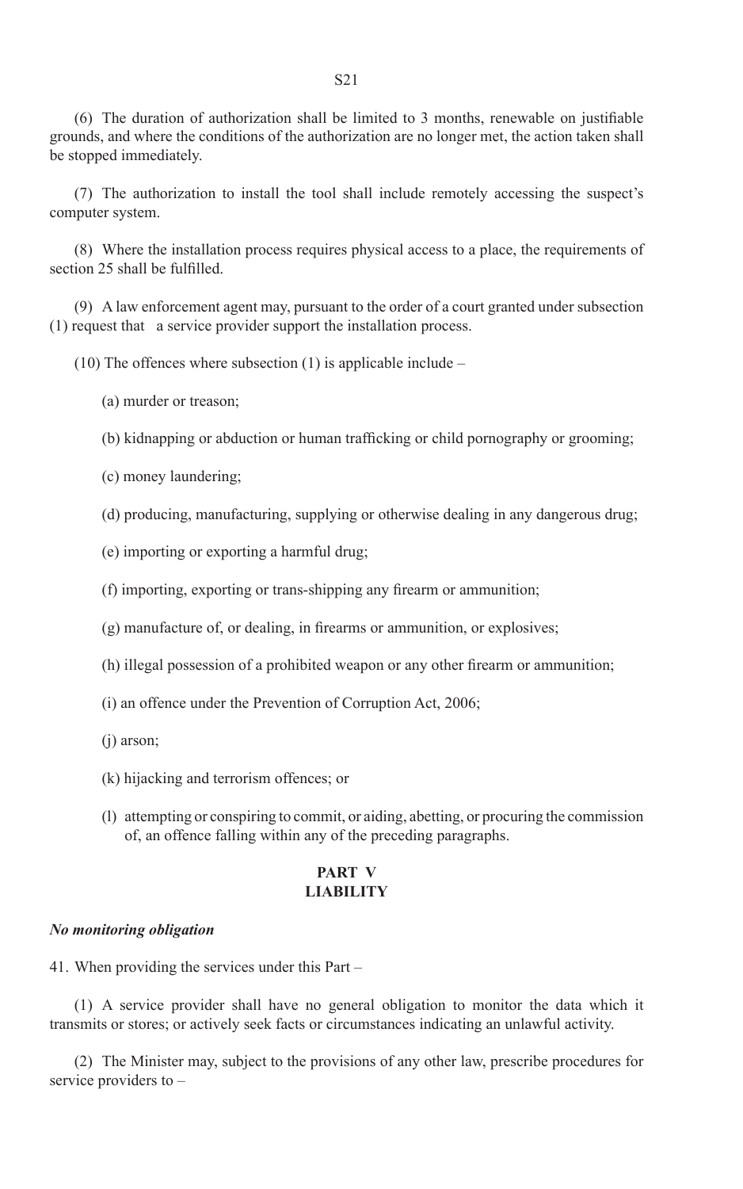(6) The duration of authorization shall be limited to 3 months, renewable on justifiable grounds, and where the conditions of the authorization are no longer met, the action taken shall be stopped immediately.

(7) The authorization to install the tool shall include remotely accessing the suspect's computer system.

(8) Where the installation process requires physical access to a place, the requirements of section 25 shall be fulfilled.

(9) A law enforcement agent may, pursuant to the order of a court granted under subsection (1) request that a service provider support the installation process.

(10) The offences where subsection (1) is applicable include –

(a) murder or treason;

(b) kidnapping or abduction or human trafficking or child pornography or grooming;

(c) money laundering;

(d) producing, manufacturing, supplying or otherwise dealing in any dangerous drug;

(e) importing or exporting a harmful drug;

(f) importing, exporting or trans-shipping any firearm or ammunition;

(g) manufacture of, or dealing, in firearms or ammunition, or explosives;

(h) illegal possession of a prohibited weapon or any other firearm or ammunition;

(i) an offence under the Prevention of Corruption Act, 2006;

(j) arson;

(k) hijacking and terrorism offences; or

(l) attempting or conspiring to commit, or aiding, abetting, or procuring the commission of, an offence falling within any of the preceding paragraphs.

## PART V
## LIABILITY

***No monitoring obligation***

41. When providing the services under this Part –

(1) A service provider shall have no general obligation to monitor the data which it transmits or stores; or actively seek facts or circumstances indicating an unlawful activity.

(2) The Minister may, subject to the provisions of any other law, prescribe procedures for service providers to –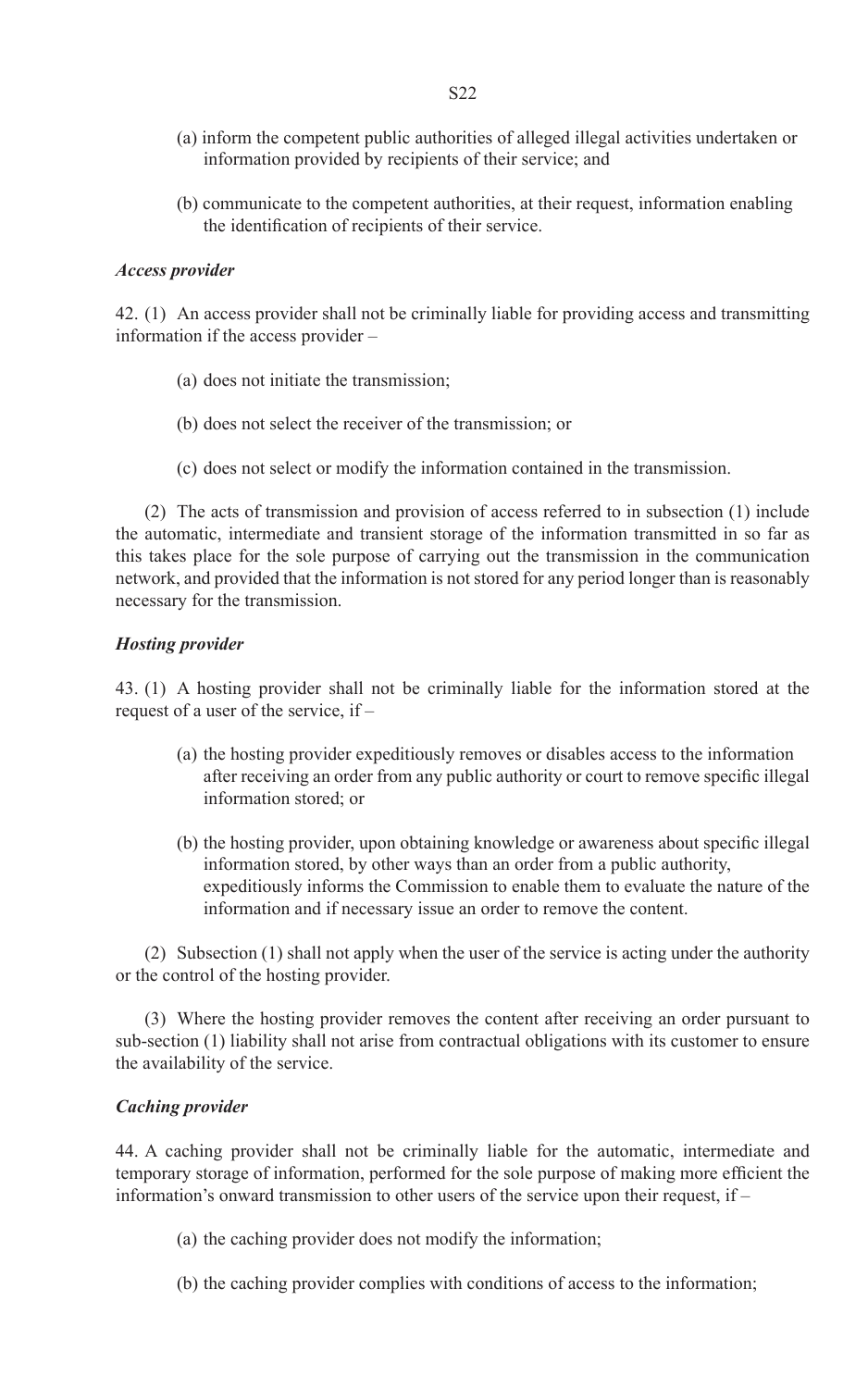(a) inform the competent public authorities of alleged illegal activities undertaken or information provided by recipients of their service; and

(b) communicate to the competent authorities, at their request, information enabling the identification of recipients of their service.

***Access provider***

42. (1) An access provider shall not be criminally liable for providing access and transmitting information if the access provider –

(a) does not initiate the transmission;

(b) does not select the receiver of the transmission; or

(c) does not select or modify the information contained in the transmission.

(2) The acts of transmission and provision of access referred to in subsection (1) include the automatic, intermediate and transient storage of the information transmitted in so far as this takes place for the sole purpose of carrying out the transmission in the communication network, and provided that the information is not stored for any period longer than is reasonably necessary for the transmission.

***Hosting provider***

43. (1) A hosting provider shall not be criminally liable for the information stored at the request of a user of the service, if –

(a) the hosting provider expeditiously removes or disables access to the information after receiving an order from any public authority or court to remove specific illegal information stored; or

(b) the hosting provider, upon obtaining knowledge or awareness about specific illegal information stored, by other ways than an order from a public authority, expeditiously informs the Commission to enable them to evaluate the nature of the information and if necessary issue an order to remove the content.

(2) Subsection (1) shall not apply when the user of the service is acting under the authority or the control of the hosting provider.

(3) Where the hosting provider removes the content after receiving an order pursuant to sub-section (1) liability shall not arise from contractual obligations with its customer to ensure the availability of the service.

***Caching provider***

44. A caching provider shall not be criminally liable for the automatic, intermediate and temporary storage of information, performed for the sole purpose of making more efficient the information's onward transmission to other users of the service upon their request, if –

(a) the caching provider does not modify the information;

(b) the caching provider complies with conditions of access to the information;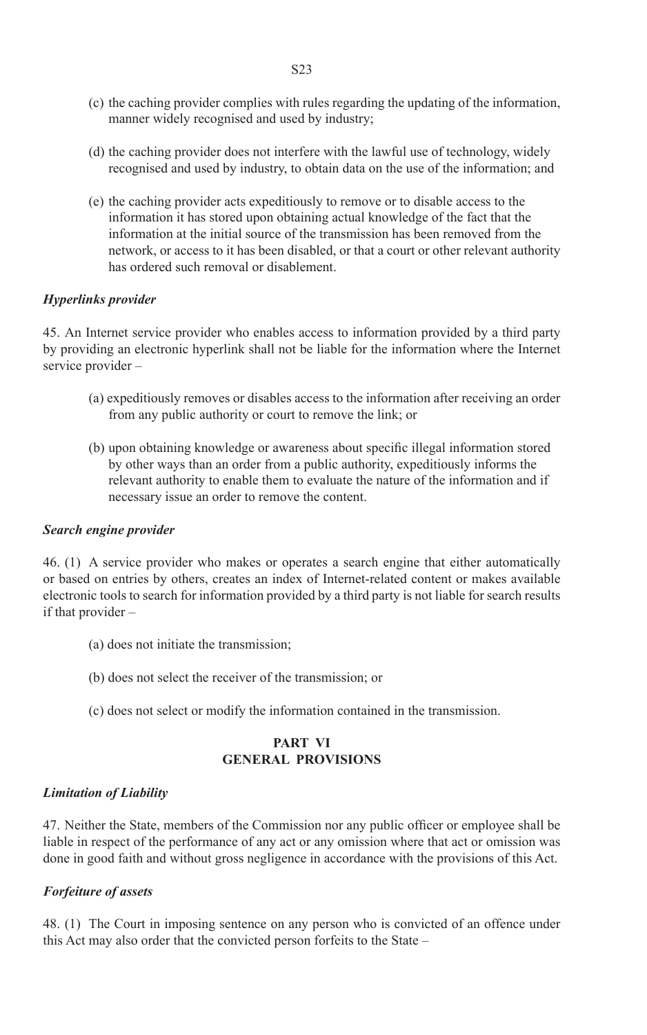(c) the caching provider complies with rules regarding the updating of the information, manner widely recognised and used by industry;

(d) the caching provider does not interfere with the lawful use of technology, widely recognised and used by industry, to obtain data on the use of the information; and

(e) the caching provider acts expeditiously to remove or to disable access to the information it has stored upon obtaining actual knowledge of the fact that the information at the initial source of the transmission has been removed from the network, or access to it has been disabled, or that a court or other relevant authority has ordered such removal or disablement.

***Hyperlinks provider***

45. An Internet service provider who enables access to information provided by a third party by providing an electronic hyperlink shall not be liable for the information where the Internet service provider –

(a) expeditiously removes or disables access to the information after receiving an order from any public authority or court to remove the link; or

(b) upon obtaining knowledge or awareness about specific illegal information stored by other ways than an order from a public authority, expeditiously informs the relevant authority to enable them to evaluate the nature of the information and if necessary issue an order to remove the content.

***Search engine provider***

46. (1) A service provider who makes or operates a search engine that either automatically or based on entries by others, creates an index of Internet-related content or makes available electronic tools to search for information provided by a third party is not liable for search results if that provider –

(a) does not initiate the transmission;

(b) does not select the receiver of the transmission; or

(c) does not select or modify the information contained in the transmission.

## PART VI
## GENERAL PROVISIONS

***Limitation of Liability***

47. Neither the State, members of the Commission nor any public officer or employee shall be liable in respect of the performance of any act or any omission where that act or omission was done in good faith and without gross negligence in accordance with the provisions of this Act.

***Forfeiture of assets***

48. (1) The Court in imposing sentence on any person who is convicted of an offence under this Act may also order that the convicted person forfeits to the State –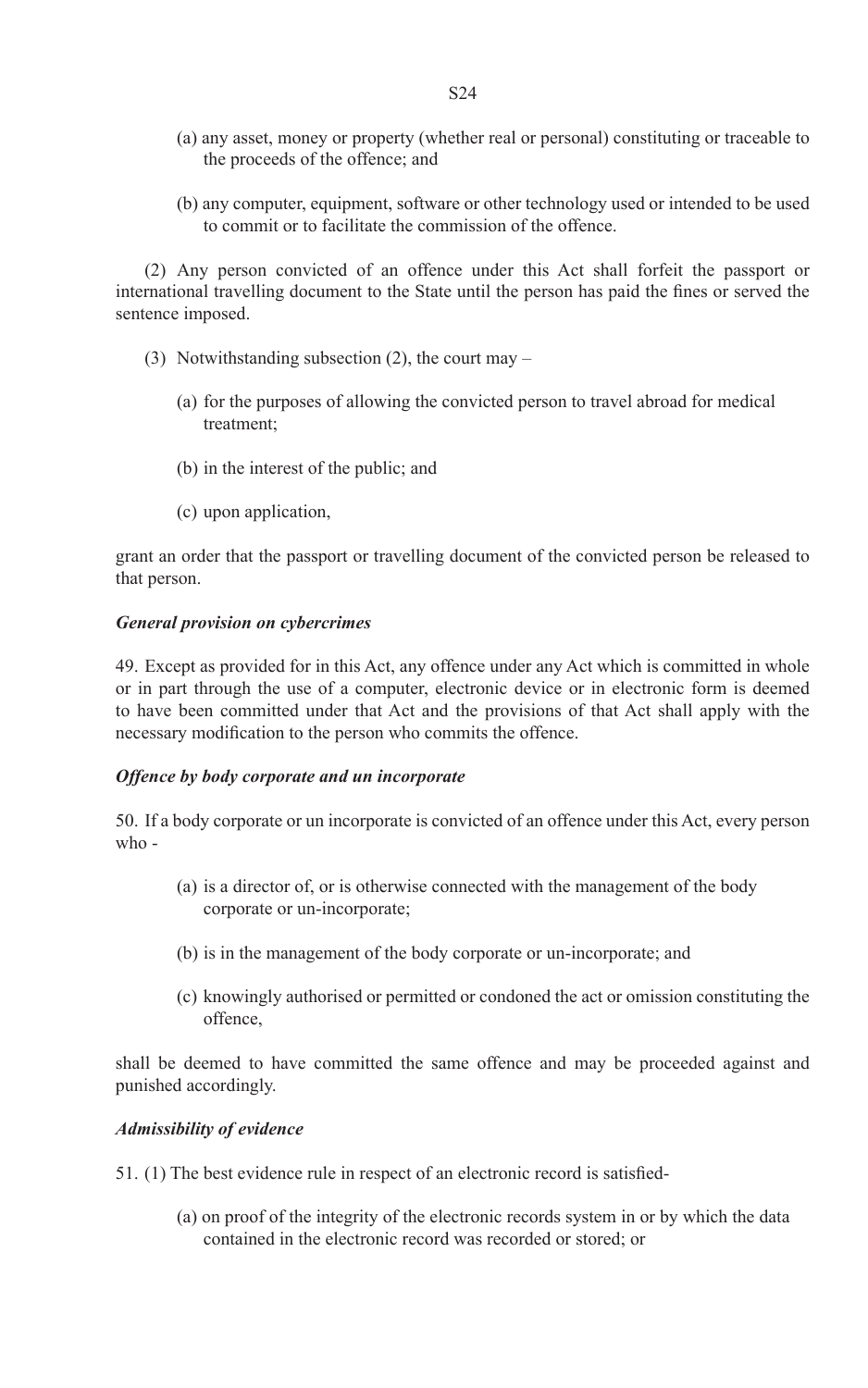(a) any asset, money or property (whether real or personal) constituting or traceable to the proceeds of the offence; and

(b) any computer, equipment, software or other technology used or intended to be used to commit or to facilitate the commission of the offence.

(2) Any person convicted of an offence under this Act shall forfeit the passport or international travelling document to the State until the person has paid the fines or served the sentence imposed.

(3) Notwithstanding subsection (2), the court may –

(a) for the purposes of allowing the convicted person to travel abroad for medical treatment;

(b) in the interest of the public; and

(c) upon application,

grant an order that the passport or travelling document of the convicted person be released to that person.

***General provision on cybercrimes***

49. Except as provided for in this Act, any offence under any Act which is committed in whole or in part through the use of a computer, electronic device or in electronic form is deemed to have been committed under that Act and the provisions of that Act shall apply with the necessary modification to the person who commits the offence.

***Offence by body corporate and un incorporate***

50. If a body corporate or un incorporate is convicted of an offence under this Act, every person who -

(a) is a director of, or is otherwise connected with the management of the body corporate or un-incorporate;

(b) is in the management of the body corporate or un-incorporate; and

(c) knowingly authorised or permitted or condoned the act or omission constituting the offence,

shall be deemed to have committed the same offence and may be proceeded against and punished accordingly.

***Admissibility of evidence***

51. (1) The best evidence rule in respect of an electronic record is satisfied-

(a) on proof of the integrity of the electronic records system in or by which the data contained in the electronic record was recorded or stored; or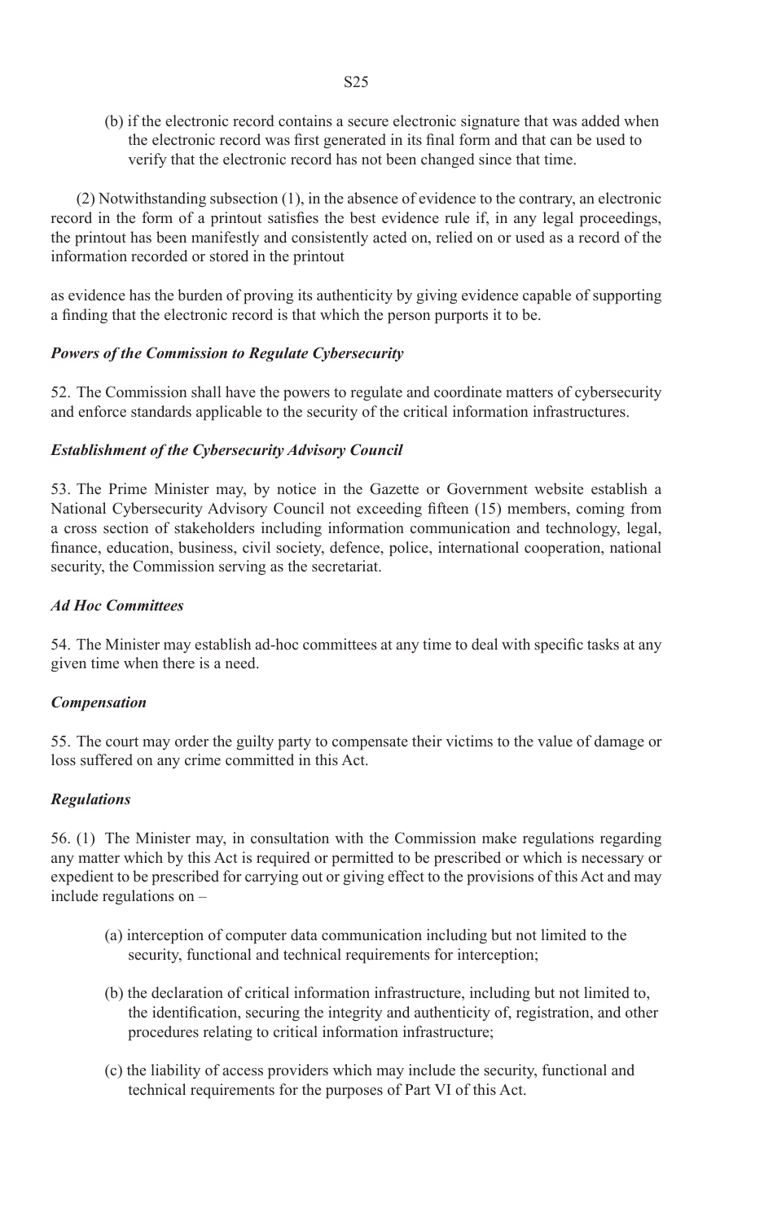(b) if the electronic record contains a secure electronic signature that was added when the electronic record was first generated in its final form and that can be used to verify that the electronic record has not been changed since that time.

(2) Notwithstanding subsection (1), in the absence of evidence to the contrary, an electronic record in the form of a printout satisfies the best evidence rule if, in any legal proceedings, the printout has been manifestly and consistently acted on, relied on or used as a record of the information recorded or stored in the printout

as evidence has the burden of proving its authenticity by giving evidence capable of supporting a finding that the electronic record is that which the person purports it to be.

***Powers of the Commission to Regulate Cybersecurity***

52. The Commission shall have the powers to regulate and coordinate matters of cybersecurity and enforce standards applicable to the security of the critical information infrastructures.

***Establishment of the Cybersecurity Advisory Council***

53. The Prime Minister may, by notice in the Gazette or Government website establish a National Cybersecurity Advisory Council not exceeding fifteen (15) members, coming from a cross section of stakeholders including information communication and technology, legal, finance, education, business, civil society, defence, police, international cooperation, national security, the Commission serving as the secretariat.

***Ad Hoc Committees***

54. The Minister may establish ad-hoc committees at any time to deal with specific tasks at any given time when there is a need.

***Compensation***

55. The court may order the guilty party to compensate their victims to the value of damage or loss suffered on any crime committed in this Act.

***Regulations***

56. (1) The Minister may, in consultation with the Commission make regulations regarding any matter which by this Act is required or permitted to be prescribed or which is necessary or expedient to be prescribed for carrying out or giving effect to the provisions of this Act and may include regulations on –

(a) interception of computer data communication including but not limited to the security, functional and technical requirements for interception;

(b) the declaration of critical information infrastructure, including but not limited to, the identification, securing the integrity and authenticity of, registration, and other procedures relating to critical information infrastructure;

(c) the liability of access providers which may include the security, functional and technical requirements for the purposes of Part VI of this Act.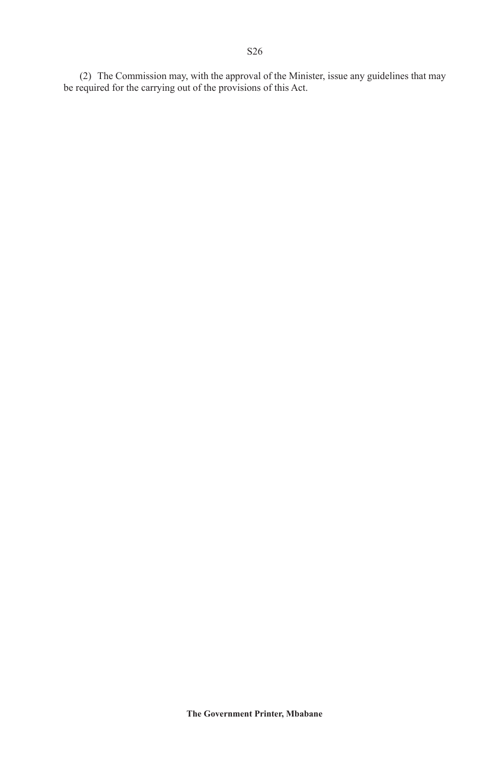(2) The Commission may, with the approval of the Minister, issue any guidelines that may be required for the carrying out of the provisions of this Act.

**The Government Printer, Mbabane**